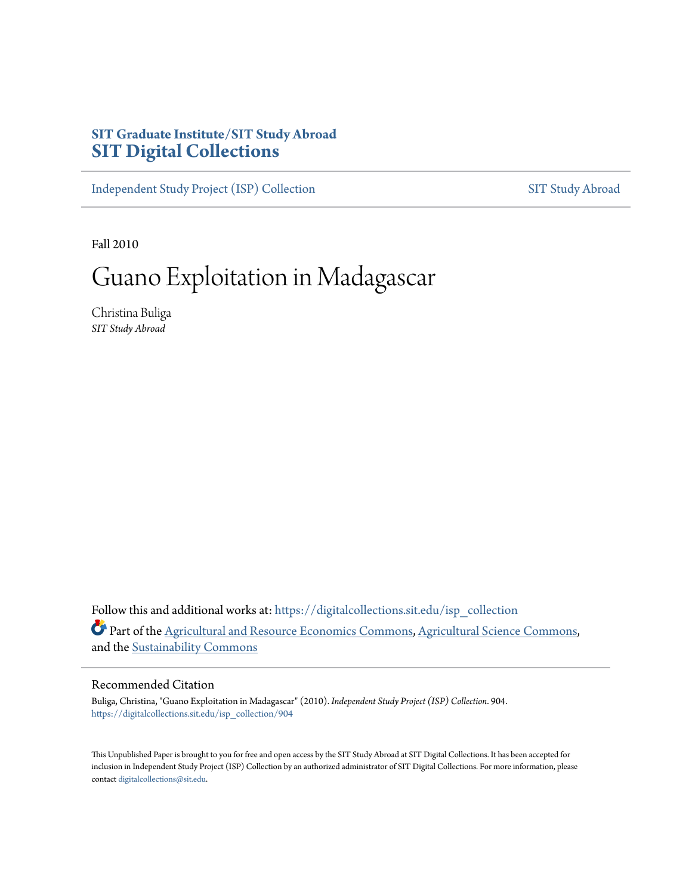SIT Graduate Institute/SIT Study Abroad
**SIT Digital Collections**

Independent Study Project (ISP) Collection | SIT Study Abroad

Fall 2010

# Guano Exploitation in Madagascar

Christina Buliga
*SIT Study Abroad*

Follow this and additional works at: https://digitalcollections.sit.edu/isp_collection

Part of the Agricultural and Resource Economics Commons, Agricultural Science Commons, and the Sustainability Commons

## Recommended Citation

Buliga, Christina, "Guano Exploitation in Madagascar" (2010). *Independent Study Project (ISP) Collection*. 904.
https://digitalcollections.sit.edu/isp_collection/904

This Unpublished Paper is brought to you for free and open access by the SIT Study Abroad at SIT Digital Collections. It has been accepted for inclusion in Independent Study Project (ISP) Collection by an authorized administrator of SIT Digital Collections. For more information, please contact digitalcollections@sit.edu.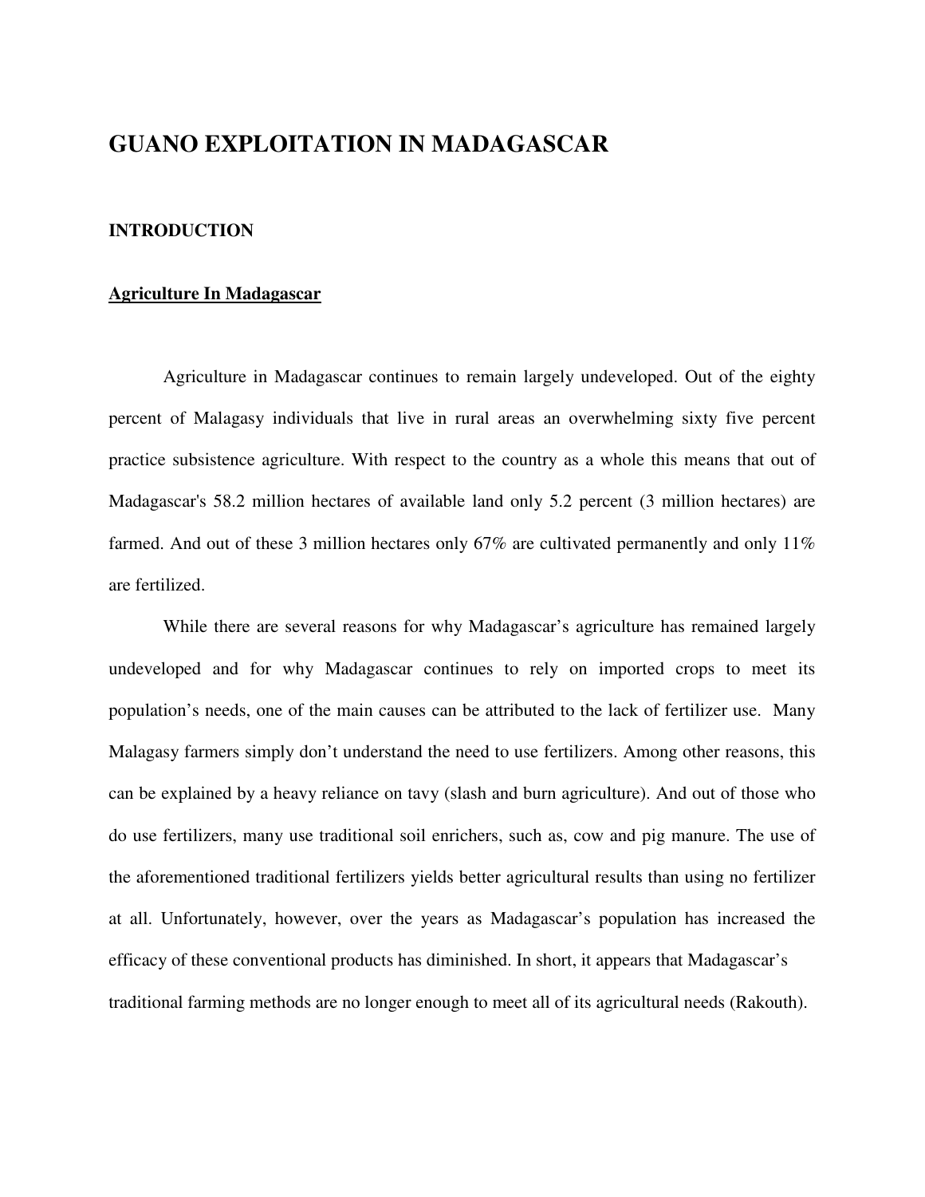# GUANO EXPLOITATION IN MADAGASCAR

## INTRODUCTION

### <u>Agriculture In Madagascar</u>

Agriculture in Madagascar continues to remain largely undeveloped. Out of the eighty percent of Malagasy individuals that live in rural areas an overwhelming sixty five percent practice subsistence agriculture. With respect to the country as a whole this means that out of Madagascar's 58.2 million hectares of available land only 5.2 percent (3 million hectares) are farmed. And out of these 3 million hectares only 67% are cultivated permanently and only 11% are fertilized.

While there are several reasons for why Madagascar's agriculture has remained largely undeveloped and for why Madagascar continues to rely on imported crops to meet its population's needs, one of the main causes can be attributed to the lack of fertilizer use. Many Malagasy farmers simply don't understand the need to use fertilizers. Among other reasons, this can be explained by a heavy reliance on tavy (slash and burn agriculture). And out of those who do use fertilizers, many use traditional soil enrichers, such as, cow and pig manure. The use of the aforementioned traditional fertilizers yields better agricultural results than using no fertilizer at all. Unfortunately, however, over the years as Madagascar's population has increased the efficacy of these conventional products has diminished. In short, it appears that Madagascar's traditional farming methods are no longer enough to meet all of its agricultural needs (Rakouth).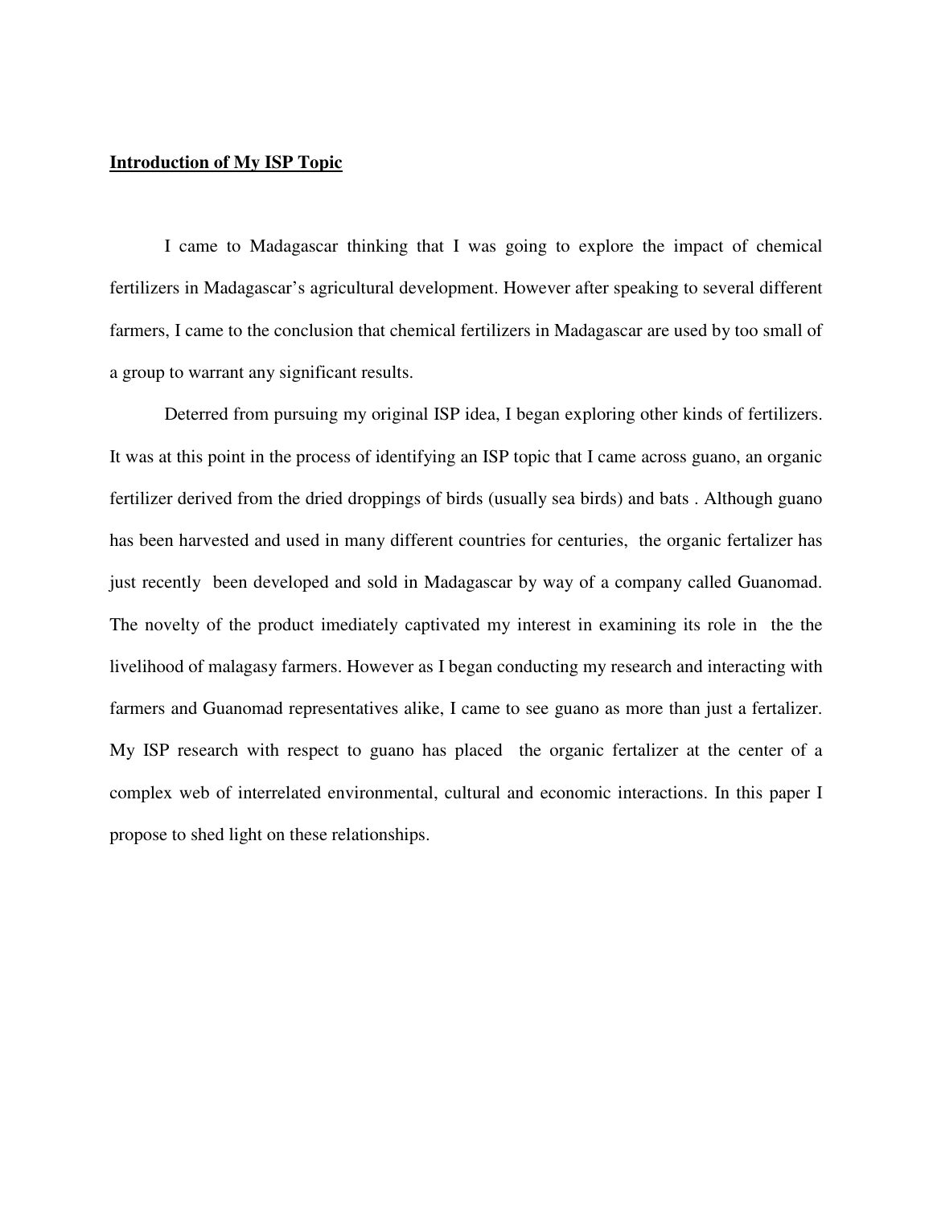**Introduction of My ISP Topic**

I came to Madagascar thinking that I was going to explore the impact of chemical fertilizers in Madagascar's agricultural development. However after speaking to several different farmers, I came to the conclusion that chemical fertilizers in Madagascar are used by too small of a group to warrant any significant results.

Deterred from pursuing my original ISP idea, I began exploring other kinds of fertilizers. It was at this point in the process of identifying an ISP topic that I came across guano, an organic fertilizer derived from the dried droppings of birds (usually sea birds) and bats . Although guano has been harvested and used in many different countries for centuries, the organic fertalizer has just recently been developed and sold in Madagascar by way of a company called Guanomad. The novelty of the product imediately captivated my interest in examining its role in the the livelihood of malagasy farmers. However as I began conducting my research and interacting with farmers and Guanomad representatives alike, I came to see guano as more than just a fertalizer. My ISP research with respect to guano has placed the organic fertalizer at the center of a complex web of interrelated environmental, cultural and economic interactions. In this paper I propose to shed light on these relationships.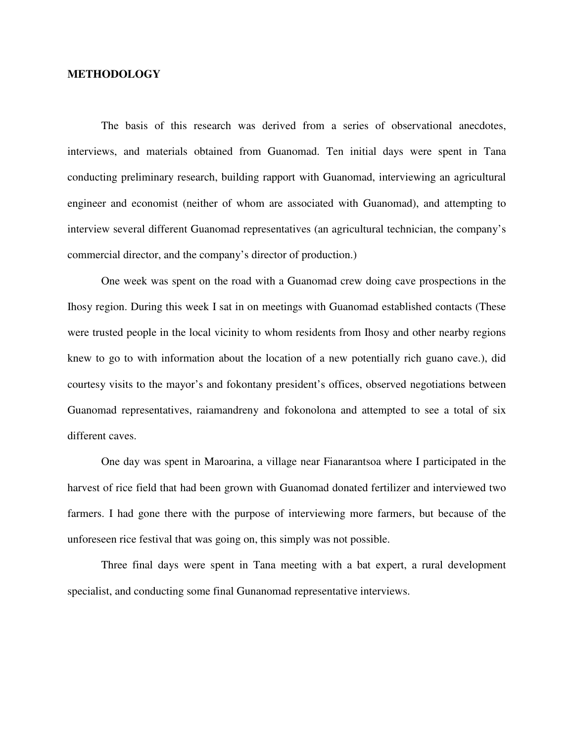## METHODOLOGY

The basis of this research was derived from a series of observational anecdotes, interviews, and materials obtained from Guanomad. Ten initial days were spent in Tana conducting preliminary research, building rapport with Guanomad, interviewing an agricultural engineer and economist (neither of whom are associated with Guanomad), and attempting to interview several different Guanomad representatives (an agricultural technician, the company's commercial director, and the company's director of production.)

One week was spent on the road with a Guanomad crew doing cave prospections in the Ihosy region. During this week I sat in on meetings with Guanomad established contacts (These were trusted people in the local vicinity to whom residents from Ihosy and other nearby regions knew to go to with information about the location of a new potentially rich guano cave.), did courtesy visits to the mayor's and fokontany president's offices, observed negotiations between Guanomad representatives, raiamandreny and fokonolona and attempted to see a total of six different caves.

One day was spent in Maroarina, a village near Fianarantsoa where I participated in the harvest of rice field that had been grown with Guanomad donated fertilizer and interviewed two farmers. I had gone there with the purpose of interviewing more farmers, but because of the unforeseen rice festival that was going on, this simply was not possible.

Three final days were spent in Tana meeting with a bat expert, a rural development specialist, and conducting some final Gunanomad representative interviews.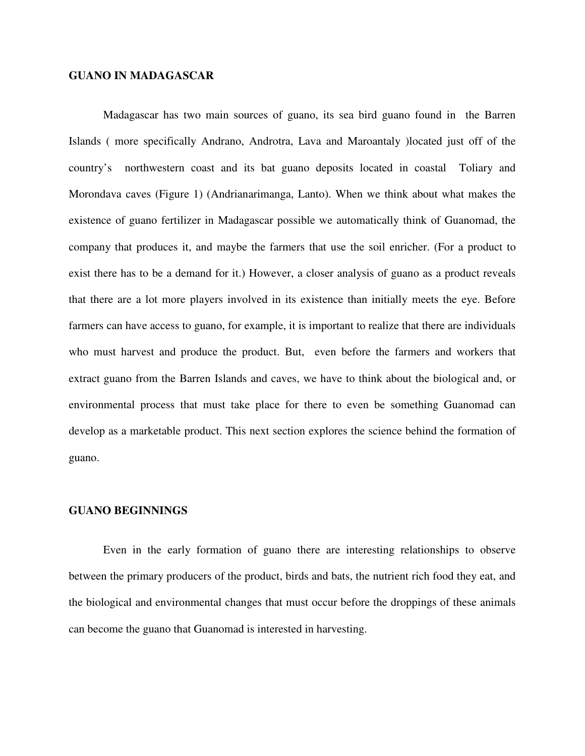## GUANO IN MADAGASCAR

Madagascar has two main sources of guano, its sea bird guano found in the Barren Islands ( more specifically Andrano, Androtra, Lava and Maroantaly )located just off of the country's northwestern coast and its bat guano deposits located in coastal Toliary and Morondava caves (Figure 1) (Andrianarimanga, Lanto). When we think about what makes the existence of guano fertilizer in Madagascar possible we automatically think of Guanomad, the company that produces it, and maybe the farmers that use the soil enricher. (For a product to exist there has to be a demand for it.) However, a closer analysis of guano as a product reveals that there are a lot more players involved in its existence than initially meets the eye. Before farmers can have access to guano, for example, it is important to realize that there are individuals who must harvest and produce the product. But, even before the farmers and workers that extract guano from the Barren Islands and caves, we have to think about the biological and, or environmental process that must take place for there to even be something Guanomad can develop as a marketable product. This next section explores the science behind the formation of guano.

## GUANO BEGINNINGS

Even in the early formation of guano there are interesting relationships to observe between the primary producers of the product, birds and bats, the nutrient rich food they eat, and the biological and environmental changes that must occur before the droppings of these animals can become the guano that Guanomad is interested in harvesting.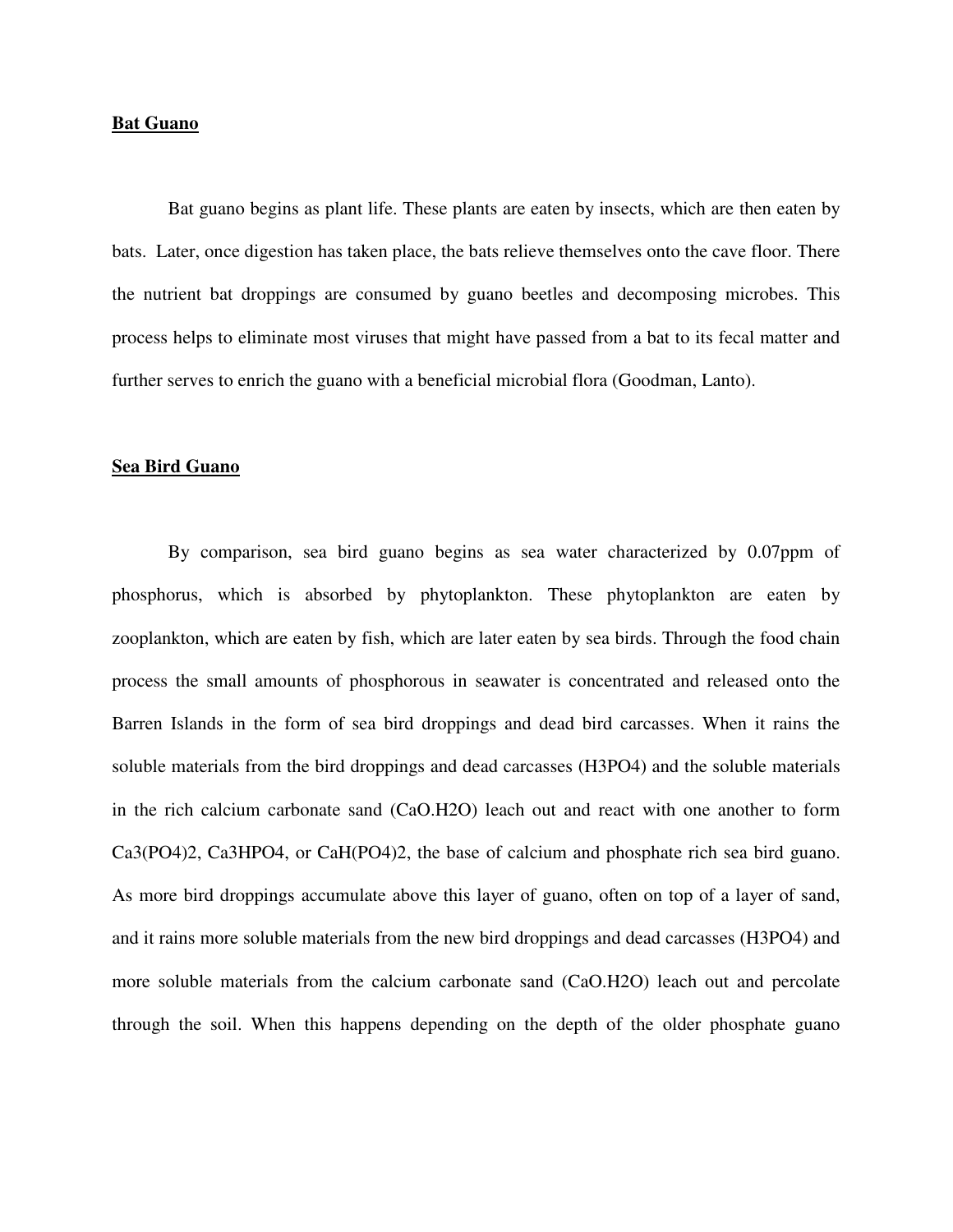**Bat Guano**

Bat guano begins as plant life. These plants are eaten by insects, which are then eaten by bats. Later, once digestion has taken place, the bats relieve themselves onto the cave floor. There the nutrient bat droppings are consumed by guano beetles and decomposing microbes. This process helps to eliminate most viruses that might have passed from a bat to its fecal matter and further serves to enrich the guano with a beneficial microbial flora (Goodman, Lanto).

**Sea Bird Guano**

By comparison, sea bird guano begins as sea water characterized by 0.07ppm of phosphorus, which is absorbed by phytoplankton. These phytoplankton are eaten by zooplankton, which are eaten by fish, which are later eaten by sea birds. Through the food chain process the small amounts of phosphorous in seawater is concentrated and released onto the Barren Islands in the form of sea bird droppings and dead bird carcasses. When it rains the soluble materials from the bird droppings and dead carcasses ($H_3PO_4$) and the soluble materials in the rich calcium carbonate sand ($CaO.H_2O$) leach out and react with one another to form $Ca_3(PO_4)_2$, $Ca_3HPO_4$, or $CaH(PO_4)_2$, the base of calcium and phosphate rich sea bird guano. As more bird droppings accumulate above this layer of guano, often on top of a layer of sand, and it rains more soluble materials from the new bird droppings and dead carcasses ($H_3PO_4$) and more soluble materials from the calcium carbonate sand ($CaO.H_2O$) leach out and percolate through the soil. When this happens depending on the depth of the older phosphate guano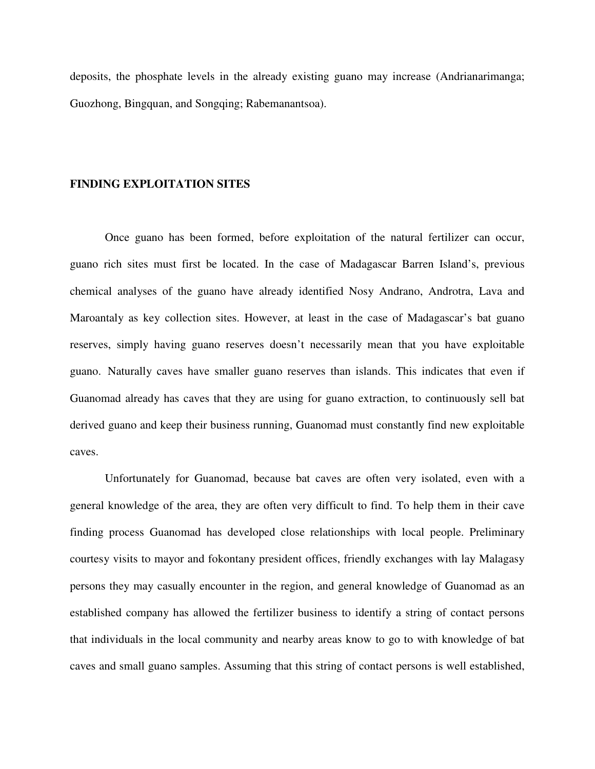deposits, the phosphate levels in the already existing guano may increase (Andrianarimanga; Guozhong, Bingquan, and Songqing; Rabemanantsoa).

## FINDING EXPLOITATION SITES

Once guano has been formed, before exploitation of the natural fertilizer can occur, guano rich sites must first be located. In the case of Madagascar Barren Island's, previous chemical analyses of the guano have already identified Nosy Andrano, Androtra, Lava and Maroantaly as key collection sites. However, at least in the case of Madagascar's bat guano reserves, simply having guano reserves doesn't necessarily mean that you have exploitable guano. Naturally caves have smaller guano reserves than islands. This indicates that even if Guanomad already has caves that they are using for guano extraction, to continuously sell bat derived guano and keep their business running, Guanomad must constantly find new exploitable caves.

Unfortunately for Guanomad, because bat caves are often very isolated, even with a general knowledge of the area, they are often very difficult to find. To help them in their cave finding process Guanomad has developed close relationships with local people. Preliminary courtesy visits to mayor and fokontany president offices, friendly exchanges with lay Malagasy persons they may casually encounter in the region, and general knowledge of Guanomad as an established company has allowed the fertilizer business to identify a string of contact persons that individuals in the local community and nearby areas know to go to with knowledge of bat caves and small guano samples. Assuming that this string of contact persons is well established,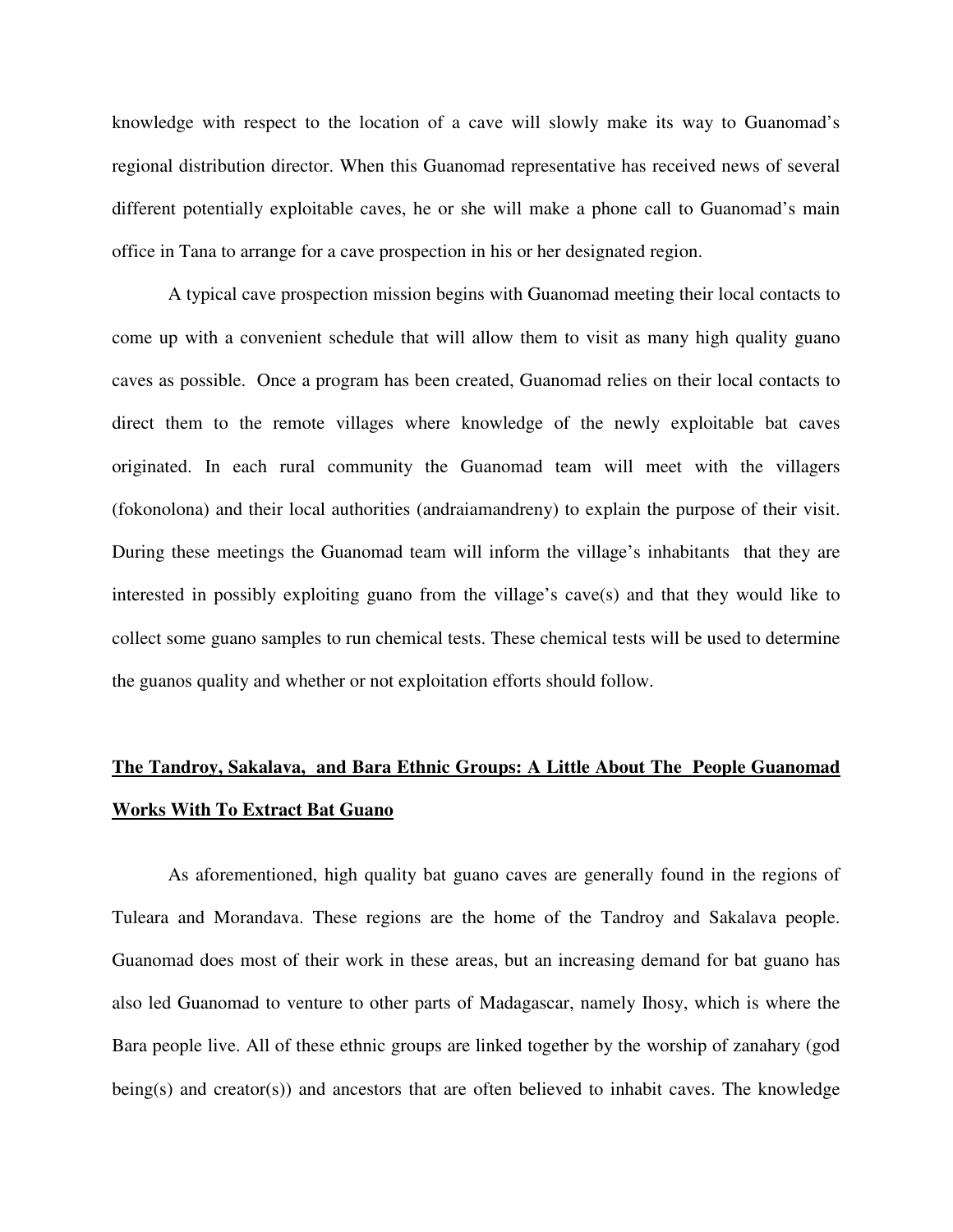knowledge with respect to the location of a cave will slowly make its way to Guanomad's regional distribution director. When this Guanomad representative has received news of several different potentially exploitable caves, he or she will make a phone call to Guanomad's main office in Tana to arrange for a cave prospection in his or her designated region.

A typical cave prospection mission begins with Guanomad meeting their local contacts to come up with a convenient schedule that will allow them to visit as many high quality guano caves as possible. Once a program has been created, Guanomad relies on their local contacts to direct them to the remote villages where knowledge of the newly exploitable bat caves originated. In each rural community the Guanomad team will meet with the villagers (fokonolona) and their local authorities (andraiamandreny) to explain the purpose of their visit. During these meetings the Guanomad team will inform the village's inhabitants that they are interested in possibly exploiting guano from the village's cave(s) and that they would like to collect some guano samples to run chemical tests. These chemical tests will be used to determine the guanos quality and whether or not exploitation efforts should follow.

## The Tandroy, Sakalava, and Bara Ethnic Groups: A Little About The People Guanomad Works With To Extract Bat Guano

As aforementioned, high quality bat guano caves are generally found in the regions of Tuleara and Morandava. These regions are the home of the Tandroy and Sakalava people. Guanomad does most of their work in these areas, but an increasing demand for bat guano has also led Guanomad to venture to other parts of Madagascar, namely Ihosy, which is where the Bara people live. All of these ethnic groups are linked together by the worship of zanahary (god being(s) and creator(s)) and ancestors that are often believed to inhabit caves. The knowledge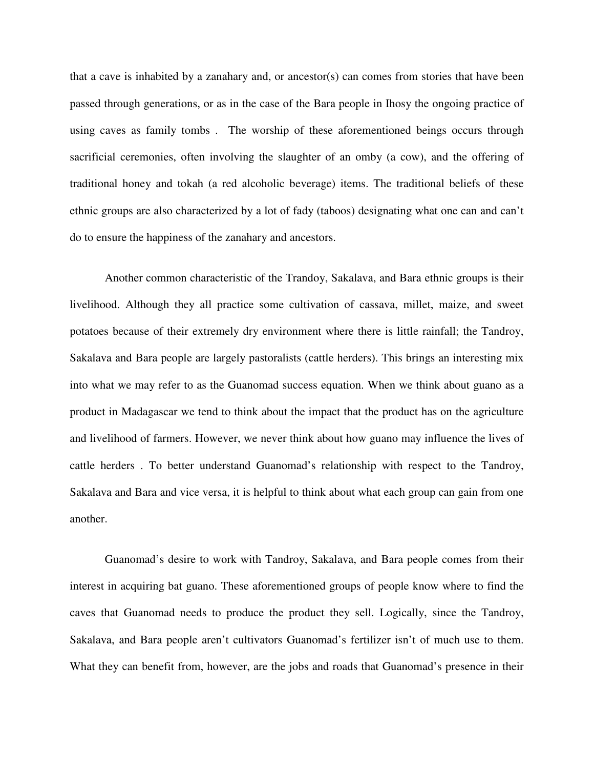that a cave is inhabited by a zanahary and, or ancestor(s) can comes from stories that have been passed through generations, or as in the case of the Bara people in Ihosy the ongoing practice of using caves as family tombs . The worship of these aforementioned beings occurs through sacrificial ceremonies, often involving the slaughter of an omby (a cow), and the offering of traditional honey and tokah (a red alcoholic beverage) items. The traditional beliefs of these ethnic groups are also characterized by a lot of fady (taboos) designating what one can and can't do to ensure the happiness of the zanahary and ancestors.

Another common characteristic of the Trandoy, Sakalava, and Bara ethnic groups is their livelihood. Although they all practice some cultivation of cassava, millet, maize, and sweet potatoes because of their extremely dry environment where there is little rainfall; the Tandroy, Sakalava and Bara people are largely pastoralists (cattle herders). This brings an interesting mix into what we may refer to as the Guanomad success equation. When we think about guano as a product in Madagascar we tend to think about the impact that the product has on the agriculture and livelihood of farmers. However, we never think about how guano may influence the lives of cattle herders . To better understand Guanomad's relationship with respect to the Tandroy, Sakalava and Bara and vice versa, it is helpful to think about what each group can gain from one another.

Guanomad's desire to work with Tandroy, Sakalava, and Bara people comes from their interest in acquiring bat guano. These aforementioned groups of people know where to find the caves that Guanomad needs to produce the product they sell. Logically, since the Tandroy, Sakalava, and Bara people aren't cultivators Guanomad's fertilizer isn't of much use to them. What they can benefit from, however, are the jobs and roads that Guanomad's presence in their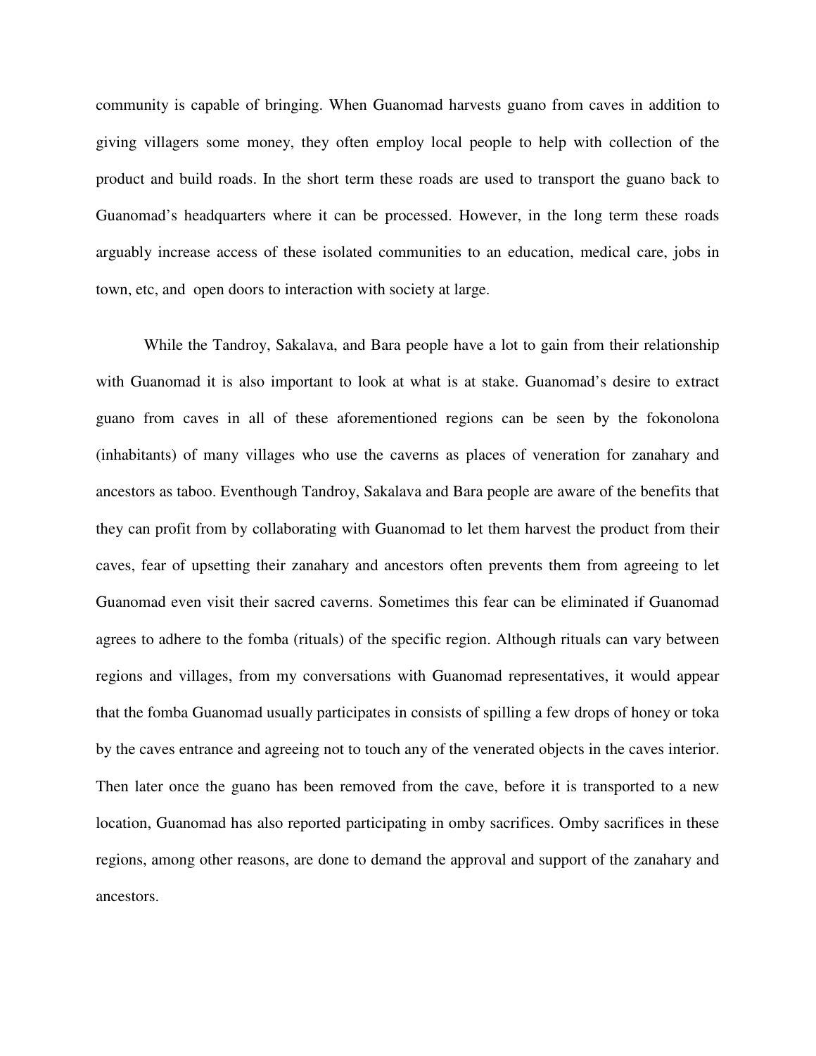community is capable of bringing. When Guanomad harvests guano from caves in addition to giving villagers some money, they often employ local people to help with collection of the product and build roads. In the short term these roads are used to transport the guano back to Guanomad's headquarters where it can be processed. However, in the long term these roads arguably increase access of these isolated communities to an education, medical care, jobs in town, etc, and open doors to interaction with society at large.

While the Tandroy, Sakalava, and Bara people have a lot to gain from their relationship with Guanomad it is also important to look at what is at stake. Guanomad's desire to extract guano from caves in all of these aforementioned regions can be seen by the fokonolona (inhabitants) of many villages who use the caverns as places of veneration for zanahary and ancestors as taboo. Eventhough Tandroy, Sakalava and Bara people are aware of the benefits that they can profit from by collaborating with Guanomad to let them harvest the product from their caves, fear of upsetting their zanahary and ancestors often prevents them from agreeing to let Guanomad even visit their sacred caverns. Sometimes this fear can be eliminated if Guanomad agrees to adhere to the fomba (rituals) of the specific region. Although rituals can vary between regions and villages, from my conversations with Guanomad representatives, it would appear that the fomba Guanomad usually participates in consists of spilling a few drops of honey or toka by the caves entrance and agreeing not to touch any of the venerated objects in the caves interior. Then later once the guano has been removed from the cave, before it is transported to a new location, Guanomad has also reported participating in omby sacrifices. Omby sacrifices in these regions, among other reasons, are done to demand the approval and support of the zanahary and ancestors.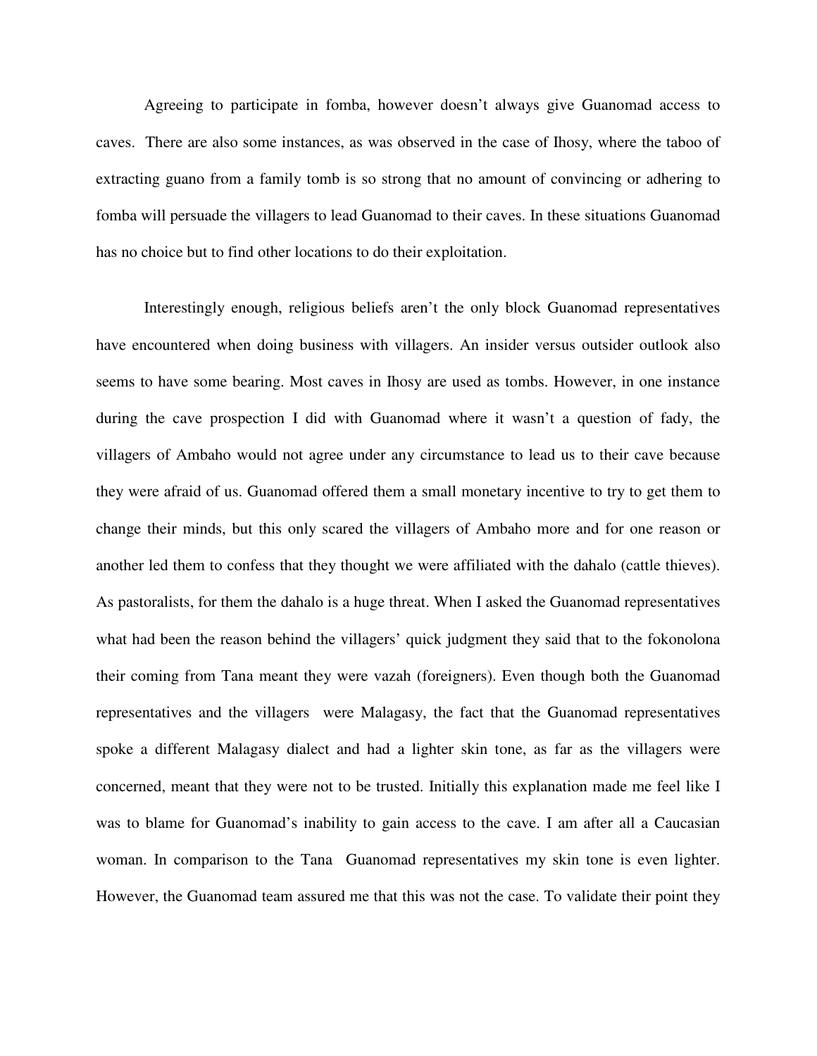Agreeing to participate in fomba, however doesn't always give Guanomad access to caves. There are also some instances, as was observed in the case of Ihosy, where the taboo of extracting guano from a family tomb is so strong that no amount of convincing or adhering to fomba will persuade the villagers to lead Guanomad to their caves. In these situations Guanomad has no choice but to find other locations to do their exploitation.

Interestingly enough, religious beliefs aren't the only block Guanomad representatives have encountered when doing business with villagers. An insider versus outsider outlook also seems to have some bearing. Most caves in Ihosy are used as tombs. However, in one instance during the cave prospection I did with Guanomad where it wasn't a question of fady, the villagers of Ambaho would not agree under any circumstance to lead us to their cave because they were afraid of us. Guanomad offered them a small monetary incentive to try to get them to change their minds, but this only scared the villagers of Ambaho more and for one reason or another led them to confess that they thought we were affiliated with the dahalo (cattle thieves). As pastoralists, for them the dahalo is a huge threat. When I asked the Guanomad representatives what had been the reason behind the villagers' quick judgment they said that to the fokonolona their coming from Tana meant they were vazah (foreigners). Even though both the Guanomad representatives and the villagers were Malagasy, the fact that the Guanomad representatives spoke a different Malagasy dialect and had a lighter skin tone, as far as the villagers were concerned, meant that they were not to be trusted. Initially this explanation made me feel like I was to blame for Guanomad's inability to gain access to the cave. I am after all a Caucasian woman. In comparison to the Tana Guanomad representatives my skin tone is even lighter. However, the Guanomad team assured me that this was not the case. To validate their point they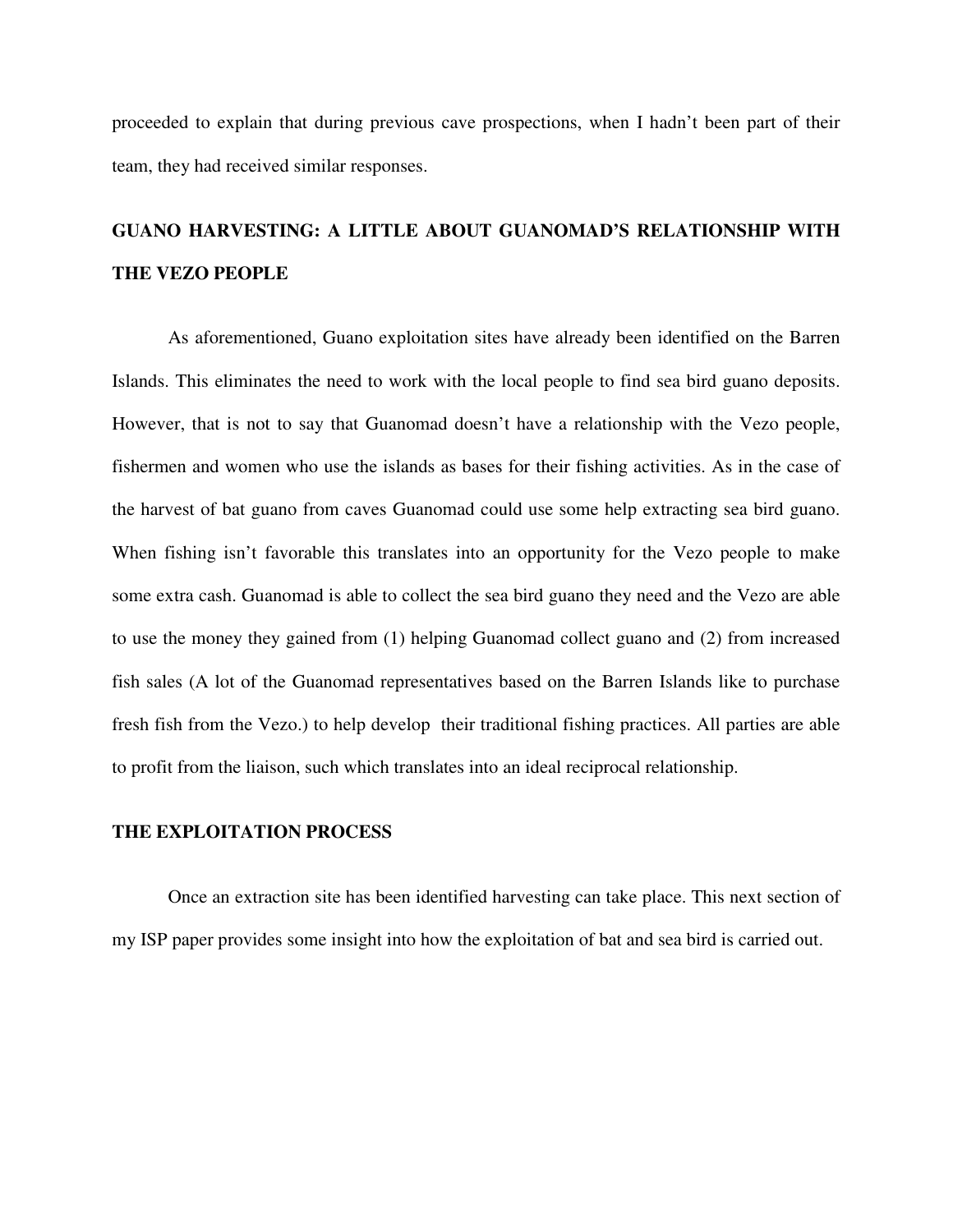proceeded to explain that during previous cave prospections, when I hadn't been part of their team, they had received similar responses.

## GUANO HARVESTING: A LITTLE ABOUT GUANOMAD'S RELATIONSHIP WITH THE VEZO PEOPLE

As aforementioned, Guano exploitation sites have already been identified on the Barren Islands. This eliminates the need to work with the local people to find sea bird guano deposits. However, that is not to say that Guanomad doesn't have a relationship with the Vezo people, fishermen and women who use the islands as bases for their fishing activities. As in the case of the harvest of bat guano from caves Guanomad could use some help extracting sea bird guano. When fishing isn't favorable this translates into an opportunity for the Vezo people to make some extra cash. Guanomad is able to collect the sea bird guano they need and the Vezo are able to use the money they gained from (1) helping Guanomad collect guano and (2) from increased fish sales (A lot of the Guanomad representatives based on the Barren Islands like to purchase fresh fish from the Vezo.) to help develop their traditional fishing practices. All parties are able to profit from the liaison, such which translates into an ideal reciprocal relationship.

## THE EXPLOITATION PROCESS

Once an extraction site has been identified harvesting can take place. This next section of my ISP paper provides some insight into how the exploitation of bat and sea bird is carried out.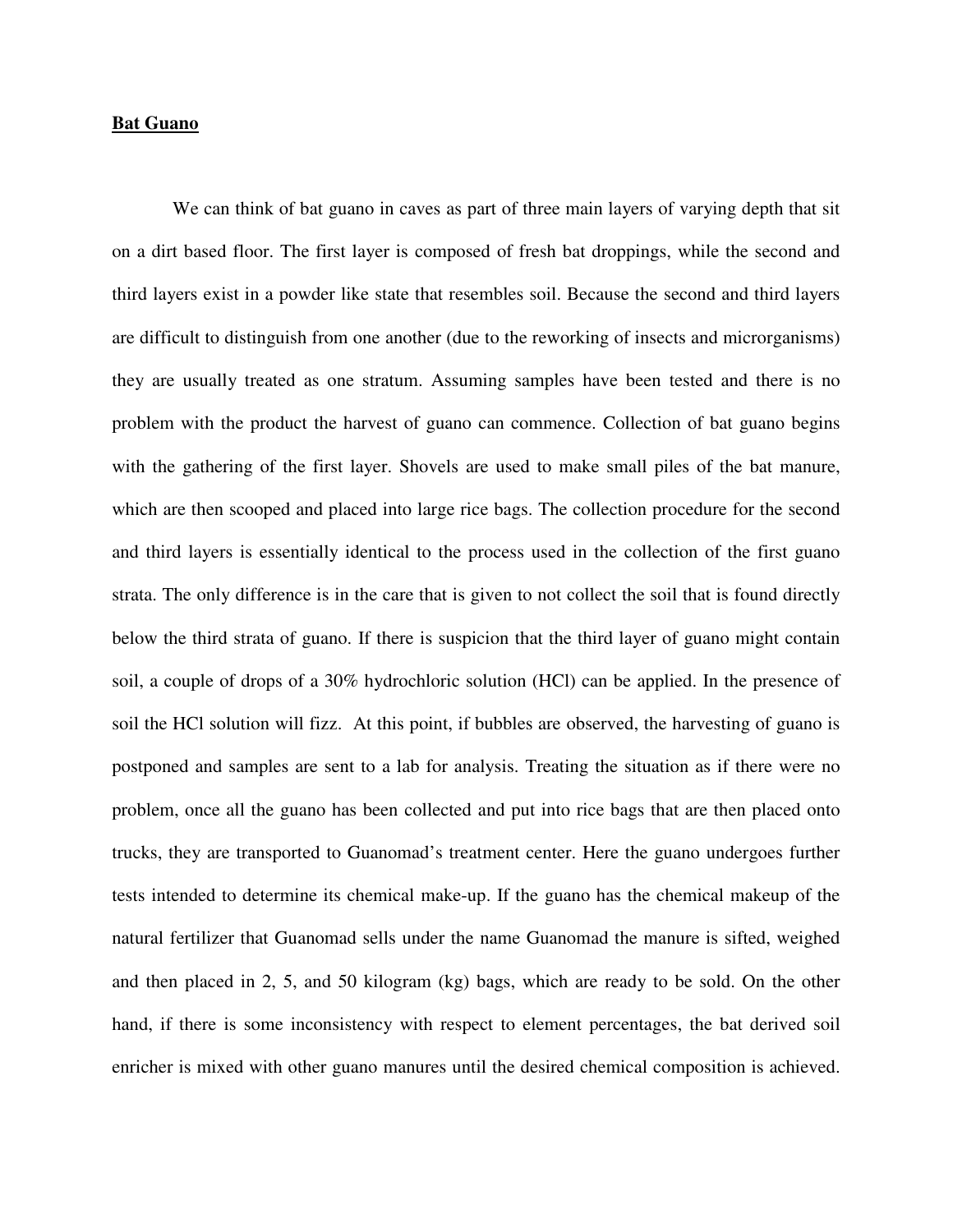## **Bat Guano**

We can think of bat guano in caves as part of three main layers of varying depth that sit on a dirt based floor. The first layer is composed of fresh bat droppings, while the second and third layers exist in a powder like state that resembles soil. Because the second and third layers are difficult to distinguish from one another (due to the reworking of insects and microrganisms) they are usually treated as one stratum. Assuming samples have been tested and there is no problem with the product the harvest of guano can commence. Collection of bat guano begins with the gathering of the first layer. Shovels are used to make small piles of the bat manure, which are then scooped and placed into large rice bags. The collection procedure for the second and third layers is essentially identical to the process used in the collection of the first guano strata. The only difference is in the care that is given to not collect the soil that is found directly below the third strata of guano. If there is suspicion that the third layer of guano might contain soil, a couple of drops of a 30% hydrochloric solution (HCl) can be applied. In the presence of soil the HCl solution will fizz. At this point, if bubbles are observed, the harvesting of guano is postponed and samples are sent to a lab for analysis. Treating the situation as if there were no problem, once all the guano has been collected and put into rice bags that are then placed onto trucks, they are transported to Guanomad's treatment center. Here the guano undergoes further tests intended to determine its chemical make-up. If the guano has the chemical makeup of the natural fertilizer that Guanomad sells under the name Guanomad the manure is sifted, weighed and then placed in 2, 5, and 50 kilogram (kg) bags, which are ready to be sold. On the other hand, if there is some inconsistency with respect to element percentages, the bat derived soil enricher is mixed with other guano manures until the desired chemical composition is achieved.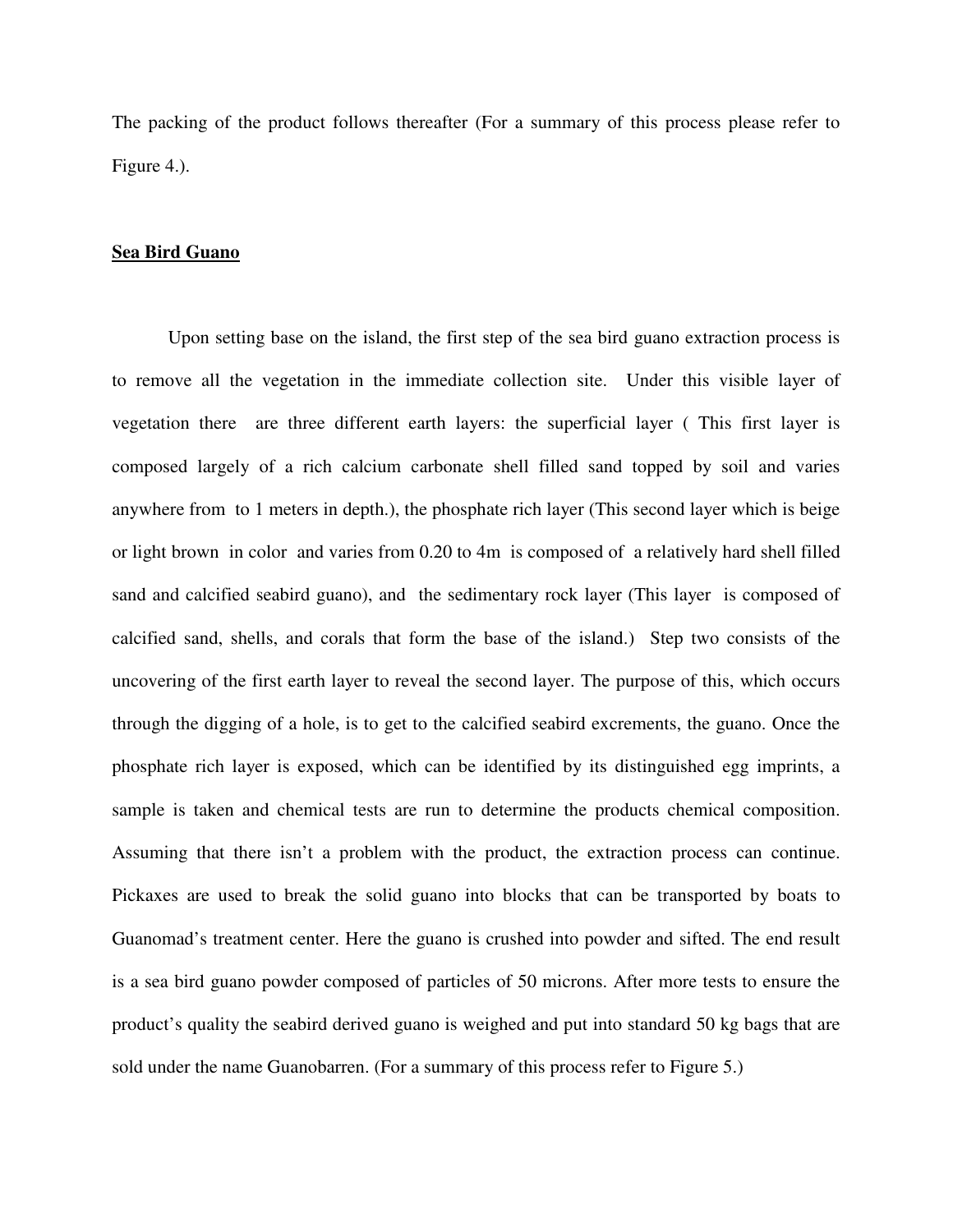The packing of the product follows thereafter (For a summary of this process please refer to Figure 4.).

**<u>Sea Bird Guano</u>**

Upon setting base on the island, the first step of the sea bird guano extraction process is to remove all the vegetation in the immediate collection site. Under this visible layer of vegetation there are three different earth layers: the superficial layer ( This first layer is composed largely of a rich calcium carbonate shell filled sand topped by soil and varies anywhere from to 1 meters in depth.), the phosphate rich layer (This second layer which is beige or light brown in color and varies from 0.20 to 4m is composed of a relatively hard shell filled sand and calcified seabird guano), and the sedimentary rock layer (This layer is composed of calcified sand, shells, and corals that form the base of the island.) Step two consists of the uncovering of the first earth layer to reveal the second layer. The purpose of this, which occurs through the digging of a hole, is to get to the calcified seabird excrements, the guano. Once the phosphate rich layer is exposed, which can be identified by its distinguished egg imprints, a sample is taken and chemical tests are run to determine the products chemical composition. Assuming that there isn't a problem with the product, the extraction process can continue. Pickaxes are used to break the solid guano into blocks that can be transported by boats to Guanomad's treatment center. Here the guano is crushed into powder and sifted. The end result is a sea bird guano powder composed of particles of 50 microns. After more tests to ensure the product's quality the seabird derived guano is weighed and put into standard 50 kg bags that are sold under the name Guanobarren. (For a summary of this process refer to Figure 5.)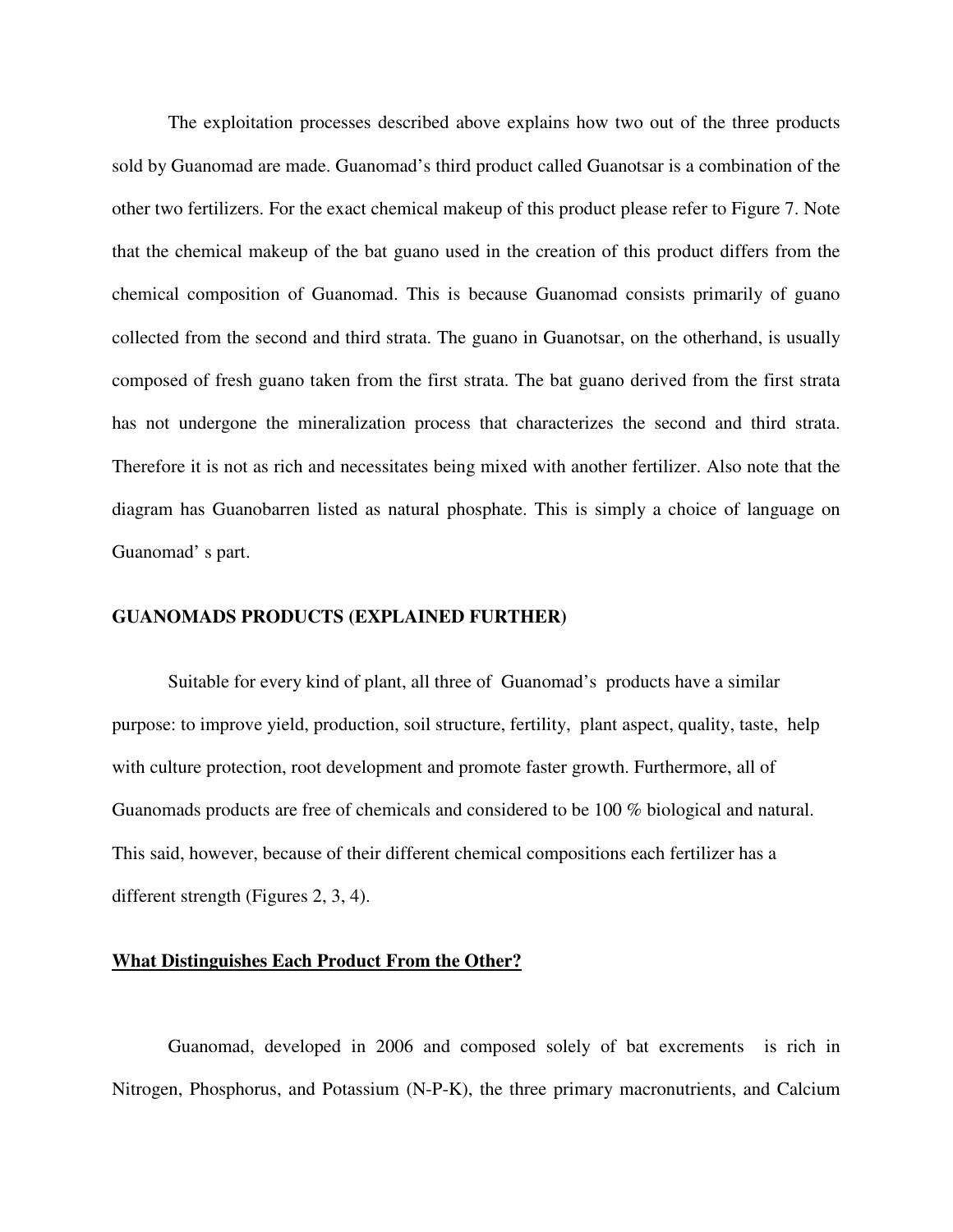The exploitation processes described above explains how two out of the three products sold by Guanomad are made. Guanomad's third product called Guanotsar is a combination of the other two fertilizers. For the exact chemical makeup of this product please refer to Figure 7. Note that the chemical makeup of the bat guano used in the creation of this product differs from the chemical composition of Guanomad. This is because Guanomad consists primarily of guano collected from the second and third strata. The guano in Guanotsar, on the otherhand, is usually composed of fresh guano taken from the first strata. The bat guano derived from the first strata has not undergone the mineralization process that characterizes the second and third strata. Therefore it is not as rich and necessitates being mixed with another fertilizer. Also note that the diagram has Guanobarren listed as natural phosphate. This is simply a choice of language on Guanomad' s part.

### GUANOMADS PRODUCTS (EXPLAINED FURTHER)

Suitable for every kind of plant, all three of Guanomad's products have a similar purpose: to improve yield, production, soil structure, fertility, plant aspect, quality, taste, help with culture protection, root development and promote faster growth. Furthermore, all of Guanomads products are free of chemicals and considered to be 100 % biological and natural. This said, however, because of their different chemical compositions each fertilizer has a different strength (Figures 2, 3, 4).

#### What Distinguishes Each Product From the Other?

Guanomad, developed in 2006 and composed solely of bat excrements is rich in Nitrogen, Phosphorus, and Potassium (N-P-K), the three primary macronutrients, and Calcium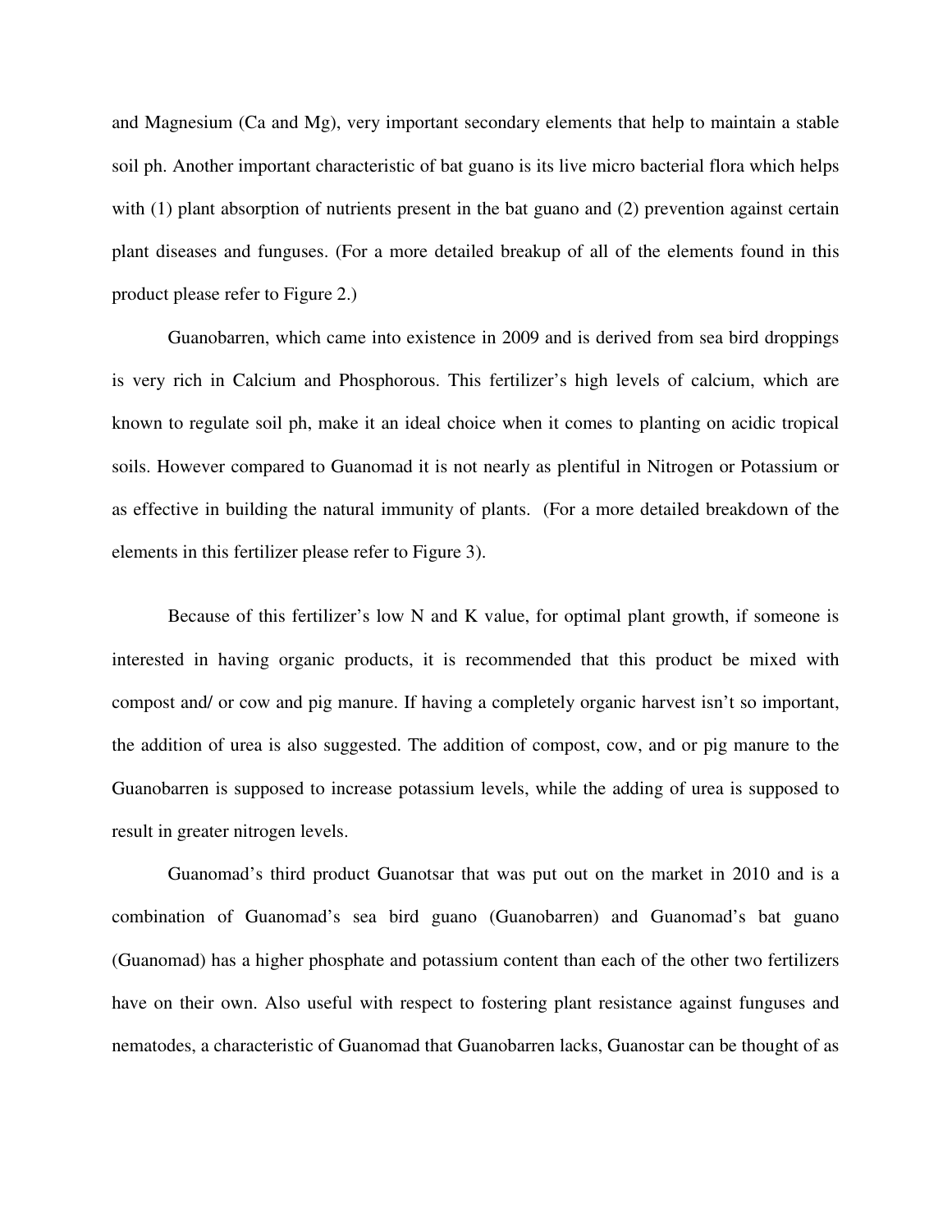and Magnesium (Ca and Mg), very important secondary elements that help to maintain a stable soil ph. Another important characteristic of bat guano is its live micro bacterial flora which helps with (1) plant absorption of nutrients present in the bat guano and (2) prevention against certain plant diseases and funguses. (For a more detailed breakup of all of the elements found in this product please refer to Figure 2.)

Guanobarren, which came into existence in 2009 and is derived from sea bird droppings is very rich in Calcium and Phosphorous. This fertilizer's high levels of calcium, which are known to regulate soil ph, make it an ideal choice when it comes to planting on acidic tropical soils. However compared to Guanomad it is not nearly as plentiful in Nitrogen or Potassium or as effective in building the natural immunity of plants. (For a more detailed breakdown of the elements in this fertilizer please refer to Figure 3).

Because of this fertilizer's low N and K value, for optimal plant growth, if someone is interested in having organic products, it is recommended that this product be mixed with compost and/ or cow and pig manure. If having a completely organic harvest isn't so important, the addition of urea is also suggested. The addition of compost, cow, and or pig manure to the Guanobarren is supposed to increase potassium levels, while the adding of urea is supposed to result in greater nitrogen levels.

Guanomad's third product Guanotsar that was put out on the market in 2010 and is a combination of Guanomad's sea bird guano (Guanobarren) and Guanomad's bat guano (Guanomad) has a higher phosphate and potassium content than each of the other two fertilizers have on their own. Also useful with respect to fostering plant resistance against funguses and nematodes, a characteristic of Guanomad that Guanobarren lacks, Guanostar can be thought of as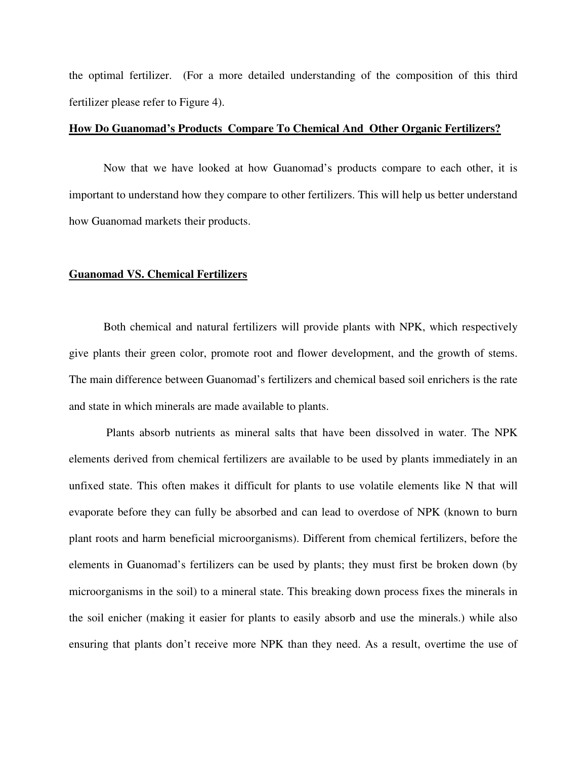the optimal fertilizer. (For a more detailed understanding of the composition of this third fertilizer please refer to Figure 4).

## **How Do Guanomad's Products Compare To Chemical And Other Organic Fertilizers?**

Now that we have looked at how Guanomad's products compare to each other, it is important to understand how they compare to other fertilizers. This will help us better understand how Guanomad markets their products.

### **Guanomad VS. Chemical Fertilizers**

Both chemical and natural fertilizers will provide plants with NPK, which respectively give plants their green color, promote root and flower development, and the growth of stems. The main difference between Guanomad's fertilizers and chemical based soil enrichers is the rate and state in which minerals are made available to plants.

Plants absorb nutrients as mineral salts that have been dissolved in water. The NPK elements derived from chemical fertilizers are available to be used by plants immediately in an unfixed state. This often makes it difficult for plants to use volatile elements like N that will evaporate before they can fully be absorbed and can lead to overdose of NPK (known to burn plant roots and harm beneficial microorganisms). Different from chemical fertilizers, before the elements in Guanomad's fertilizers can be used by plants; they must first be broken down (by microorganisms in the soil) to a mineral state. This breaking down process fixes the minerals in the soil enicher (making it easier for plants to easily absorb and use the minerals.) while also ensuring that plants don't receive more NPK than they need. As a result, overtime the use of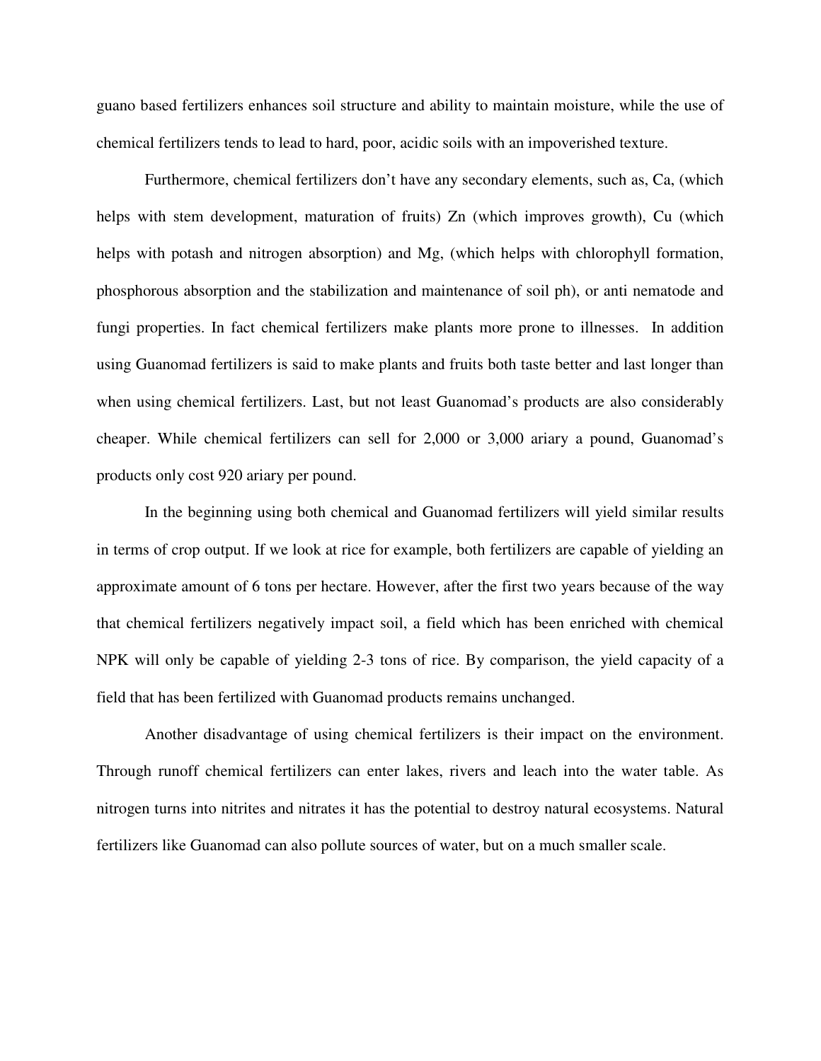guano based fertilizers enhances soil structure and ability to maintain moisture, while the use of chemical fertilizers tends to lead to hard, poor, acidic soils with an impoverished texture.

Furthermore, chemical fertilizers don't have any secondary elements, such as, Ca, (which helps with stem development, maturation of fruits) Zn (which improves growth), Cu (which helps with potash and nitrogen absorption) and Mg, (which helps with chlorophyll formation, phosphorous absorption and the stabilization and maintenance of soil ph), or anti nematode and fungi properties. In fact chemical fertilizers make plants more prone to illnesses. In addition using Guanomad fertilizers is said to make plants and fruits both taste better and last longer than when using chemical fertilizers. Last, but not least Guanomad's products are also considerably cheaper. While chemical fertilizers can sell for 2,000 or 3,000 ariary a pound, Guanomad's products only cost 920 ariary per pound.

In the beginning using both chemical and Guanomad fertilizers will yield similar results in terms of crop output. If we look at rice for example, both fertilizers are capable of yielding an approximate amount of 6 tons per hectare. However, after the first two years because of the way that chemical fertilizers negatively impact soil, a field which has been enriched with chemical NPK will only be capable of yielding 2-3 tons of rice. By comparison, the yield capacity of a field that has been fertilized with Guanomad products remains unchanged.

Another disadvantage of using chemical fertilizers is their impact on the environment. Through runoff chemical fertilizers can enter lakes, rivers and leach into the water table. As nitrogen turns into nitrites and nitrates it has the potential to destroy natural ecosystems. Natural fertilizers like Guanomad can also pollute sources of water, but on a much smaller scale.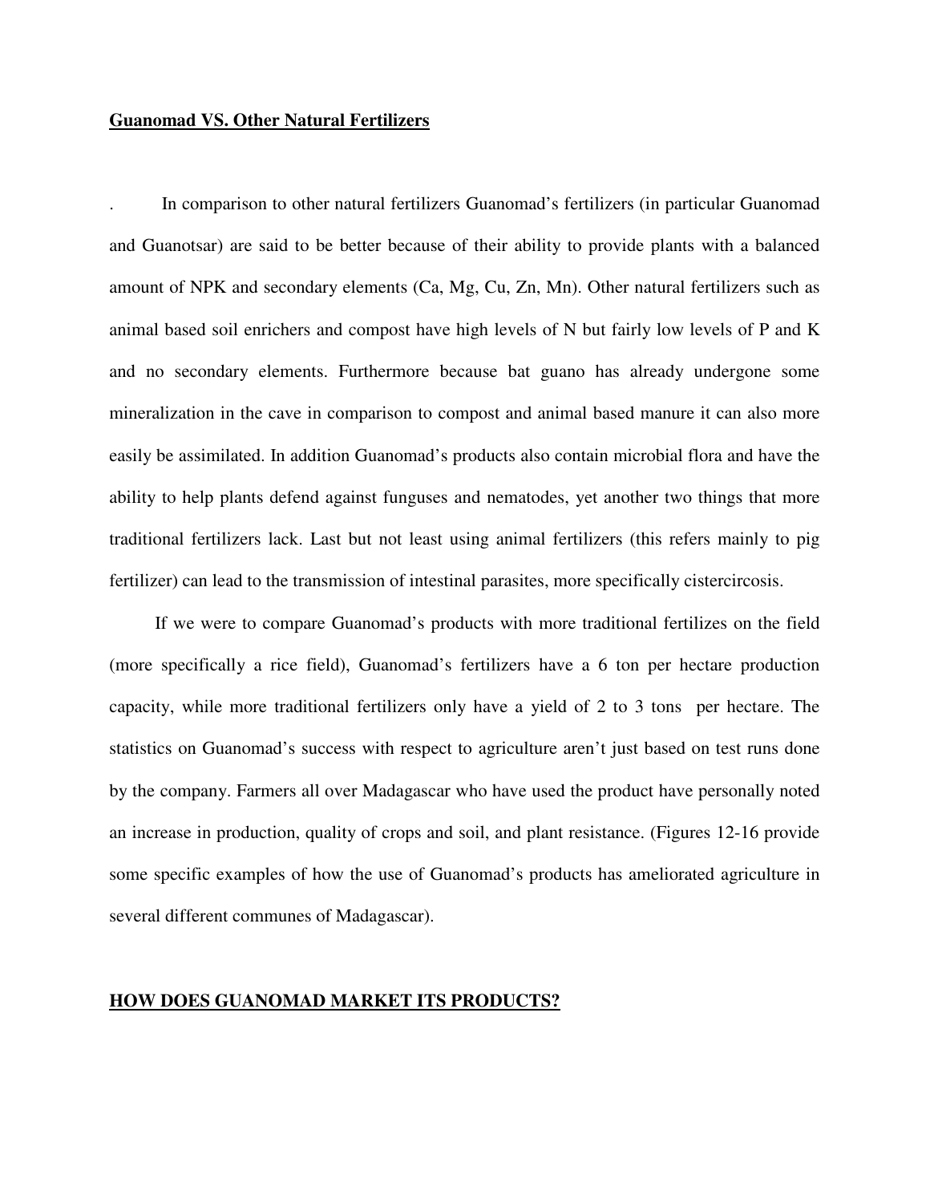**Guanomad VS. Other Natural Fertilizers**

. In comparison to other natural fertilizers Guanomad's fertilizers (in particular Guanomad and Guanotsar) are said to be better because of their ability to provide plants with a balanced amount of NPK and secondary elements (Ca, Mg, Cu, Zn, Mn). Other natural fertilizers such as animal based soil enrichers and compost have high levels of N but fairly low levels of P and K and no secondary elements. Furthermore because bat guano has already undergone some mineralization in the cave in comparison to compost and animal based manure it can also more easily be assimilated. In addition Guanomad's products also contain microbial flora and have the ability to help plants defend against funguses and nematodes, yet another two things that more traditional fertilizers lack. Last but not least using animal fertilizers (this refers mainly to pig fertilizer) can lead to the transmission of intestinal parasites, more specifically cistercircosis.

If we were to compare Guanomad's products with more traditional fertilizes on the field (more specifically a rice field), Guanomad's fertilizers have a 6 ton per hectare production capacity, while more traditional fertilizers only have a yield of 2 to 3 tons per hectare. The statistics on Guanomad's success with respect to agriculture aren't just based on test runs done by the company. Farmers all over Madagascar who have used the product have personally noted an increase in production, quality of crops and soil, and plant resistance. (Figures 12-16 provide some specific examples of how the use of Guanomad's products has ameliorated agriculture in several different communes of Madagascar).

**HOW DOES GUANOMAD MARKET ITS PRODUCTS?**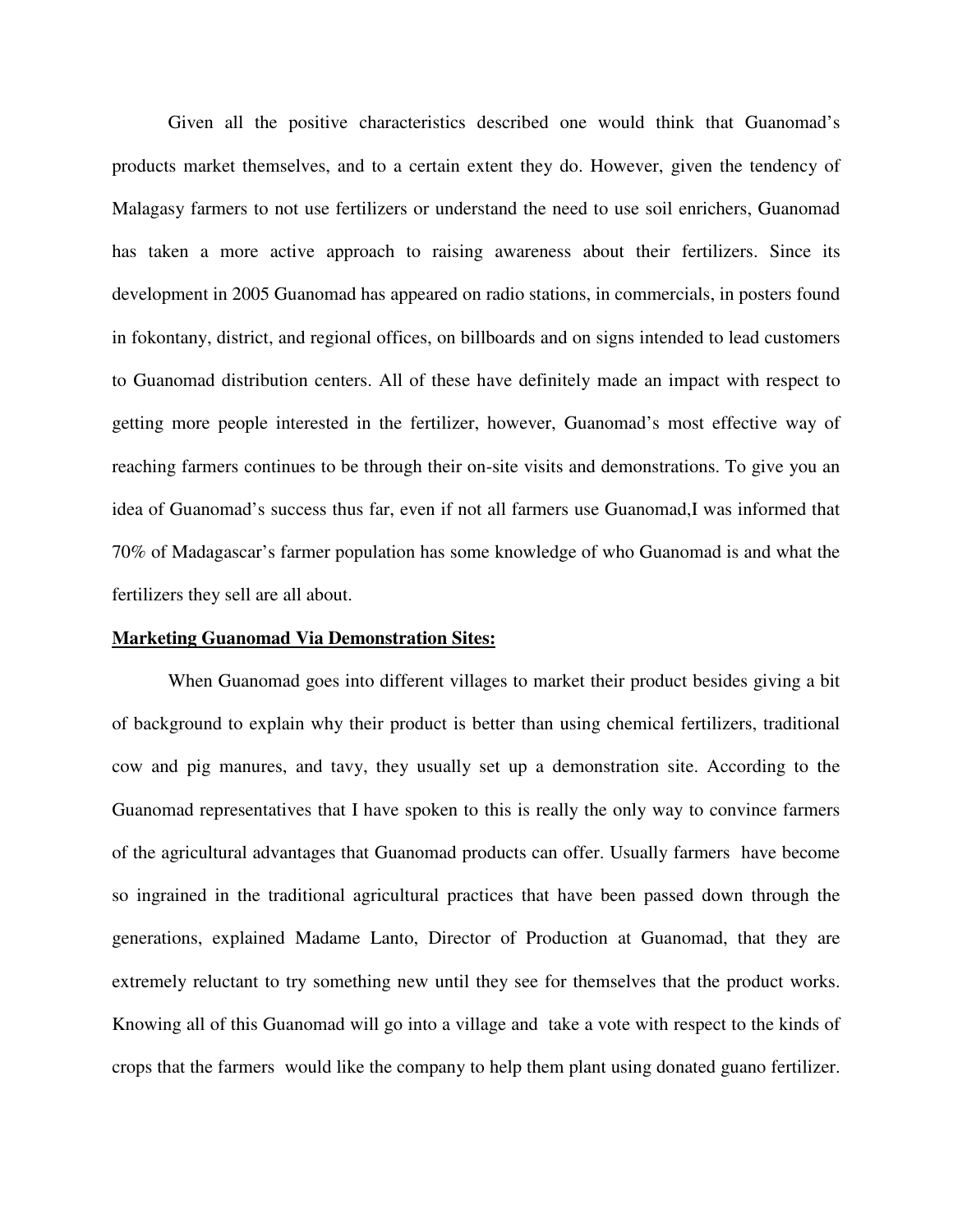Given all the positive characteristics described one would think that Guanomad's products market themselves, and to a certain extent they do. However, given the tendency of Malagasy farmers to not use fertilizers or understand the need to use soil enrichers, Guanomad has taken a more active approach to raising awareness about their fertilizers. Since its development in 2005 Guanomad has appeared on radio stations, in commercials, in posters found in fokontany, district, and regional offices, on billboards and on signs intended to lead customers to Guanomad distribution centers. All of these have definitely made an impact with respect to getting more people interested in the fertilizer, however, Guanomad's most effective way of reaching farmers continues to be through their on-site visits and demonstrations. To give you an idea of Guanomad's success thus far, even if not all farmers use Guanomad,I was informed that 70% of Madagascar's farmer population has some knowledge of who Guanomad is and what the fertilizers they sell are all about.

**<u>Marketing Guanomad Via Demonstration Sites:</u>**

When Guanomad goes into different villages to market their product besides giving a bit of background to explain why their product is better than using chemical fertilizers, traditional cow and pig manures, and tavy, they usually set up a demonstration site. According to the Guanomad representatives that I have spoken to this is really the only way to convince farmers of the agricultural advantages that Guanomad products can offer. Usually farmers have become so ingrained in the traditional agricultural practices that have been passed down through the generations, explained Madame Lanto, Director of Production at Guanomad, that they are extremely reluctant to try something new until they see for themselves that the product works. Knowing all of this Guanomad will go into a village and take a vote with respect to the kinds of crops that the farmers would like the company to help them plant using donated guano fertilizer.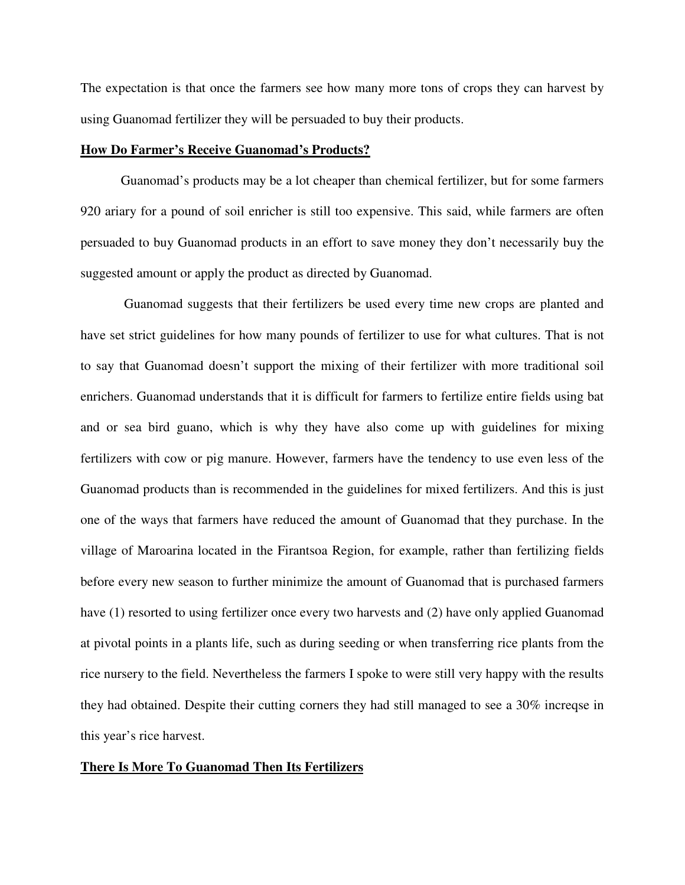The expectation is that once the farmers see how many more tons of crops they can harvest by using Guanomad fertilizer they will be persuaded to buy their products.

**How Do Farmer's Receive Guanomad's Products?**

Guanomad's products may be a lot cheaper than chemical fertilizer, but for some farmers 920 ariary for a pound of soil enricher is still too expensive. This said, while farmers are often persuaded to buy Guanomad products in an effort to save money they don't necessarily buy the suggested amount or apply the product as directed by Guanomad.

Guanomad suggests that their fertilizers be used every time new crops are planted and have set strict guidelines for how many pounds of fertilizer to use for what cultures. That is not to say that Guanomad doesn't support the mixing of their fertilizer with more traditional soil enrichers. Guanomad understands that it is difficult for farmers to fertilize entire fields using bat and or sea bird guano, which is why they have also come up with guidelines for mixing fertilizers with cow or pig manure. However, farmers have the tendency to use even less of the Guanomad products than is recommended in the guidelines for mixed fertilizers. And this is just one of the ways that farmers have reduced the amount of Guanomad that they purchase. In the village of Maroarina located in the Firantsoa Region, for example, rather than fertilizing fields before every new season to further minimize the amount of Guanomad that is purchased farmers have (1) resorted to using fertilizer once every two harvests and (2) have only applied Guanomad at pivotal points in a plants life, such as during seeding or when transferring rice plants from the rice nursery to the field. Nevertheless the farmers I spoke to were still very happy with the results they had obtained. Despite their cutting corners they had still managed to see a 30% increqse in this year's rice harvest.

**There Is More To Guanomad Then Its Fertilizers**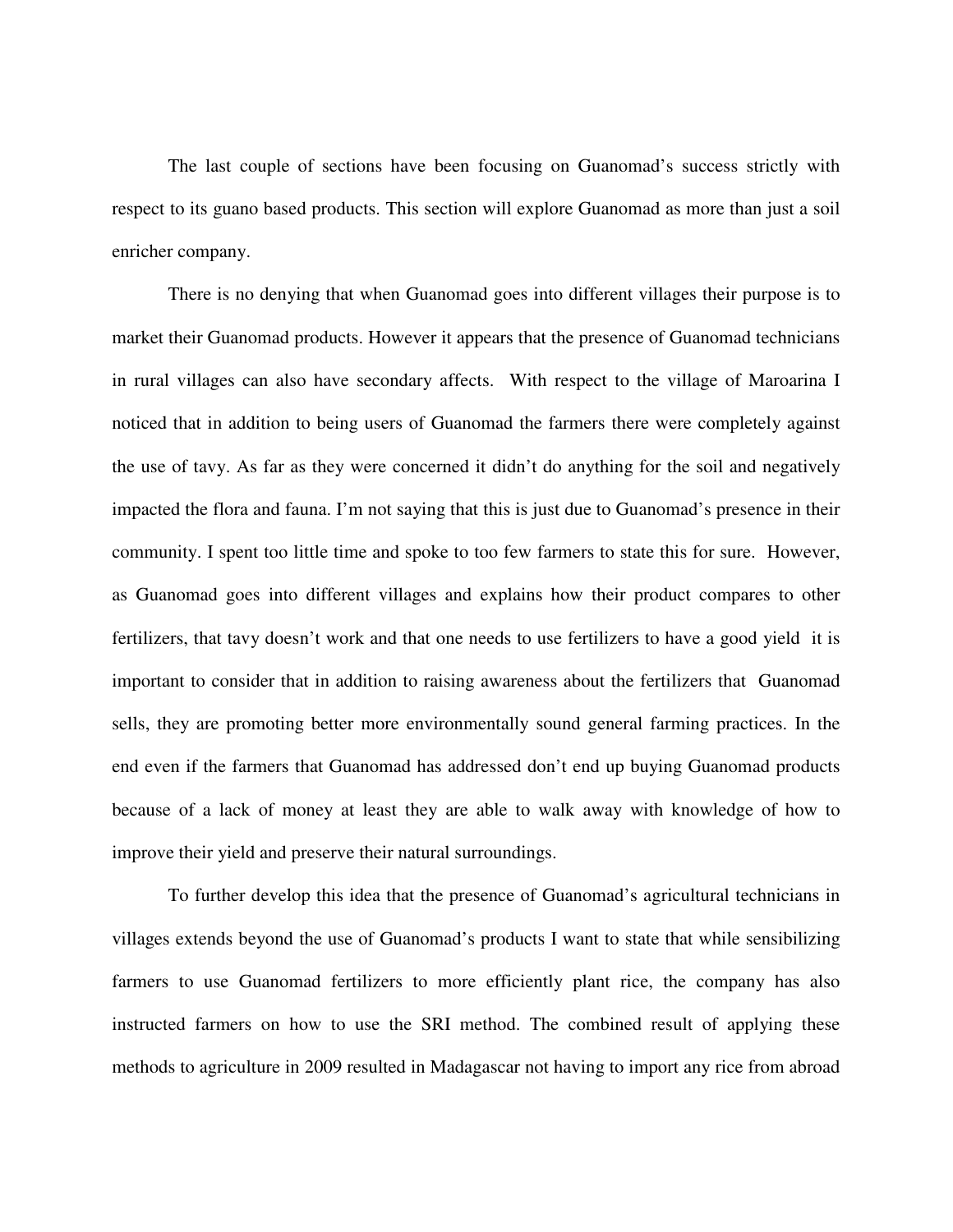The last couple of sections have been focusing on Guanomad's success strictly with respect to its guano based products. This section will explore Guanomad as more than just a soil enricher company.

There is no denying that when Guanomad goes into different villages their purpose is to market their Guanomad products. However it appears that the presence of Guanomad technicians in rural villages can also have secondary affects. With respect to the village of Maroarina I noticed that in addition to being users of Guanomad the farmers there were completely against the use of tavy. As far as they were concerned it didn't do anything for the soil and negatively impacted the flora and fauna. I'm not saying that this is just due to Guanomad's presence in their community. I spent too little time and spoke to too few farmers to state this for sure. However, as Guanomad goes into different villages and explains how their product compares to other fertilizers, that tavy doesn't work and that one needs to use fertilizers to have a good yield it is important to consider that in addition to raising awareness about the fertilizers that Guanomad sells, they are promoting better more environmentally sound general farming practices. In the end even if the farmers that Guanomad has addressed don't end up buying Guanomad products because of a lack of money at least they are able to walk away with knowledge of how to improve their yield and preserve their natural surroundings.

To further develop this idea that the presence of Guanomad's agricultural technicians in villages extends beyond the use of Guanomad's products I want to state that while sensibilizing farmers to use Guanomad fertilizers to more efficiently plant rice, the company has also instructed farmers on how to use the SRI method. The combined result of applying these methods to agriculture in 2009 resulted in Madagascar not having to import any rice from abroad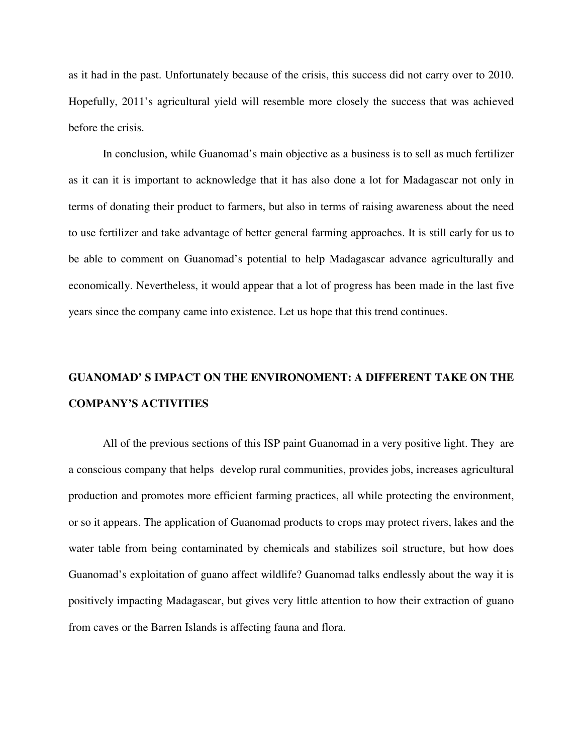as it had in the past. Unfortunately because of the crisis, this success did not carry over to 2010. Hopefully, 2011's agricultural yield will resemble more closely the success that was achieved before the crisis.

In conclusion, while Guanomad's main objective as a business is to sell as much fertilizer as it can it is important to acknowledge that it has also done a lot for Madagascar not only in terms of donating their product to farmers, but also in terms of raising awareness about the need to use fertilizer and take advantage of better general farming approaches. It is still early for us to be able to comment on Guanomad's potential to help Madagascar advance agriculturally and economically. Nevertheless, it would appear that a lot of progress has been made in the last five years since the company came into existence. Let us hope that this trend continues.

## GUANOMAD' S IMPACT ON THE ENVIRONOMENT: A DIFFERENT TAKE ON THE COMPANY'S ACTIVITIES

All of the previous sections of this ISP paint Guanomad in a very positive light. They are a conscious company that helps develop rural communities, provides jobs, increases agricultural production and promotes more efficient farming practices, all while protecting the environment, or so it appears. The application of Guanomad products to crops may protect rivers, lakes and the water table from being contaminated by chemicals and stabilizes soil structure, but how does Guanomad's exploitation of guano affect wildlife? Guanomad talks endlessly about the way it is positively impacting Madagascar, but gives very little attention to how their extraction of guano from caves or the Barren Islands is affecting fauna and flora.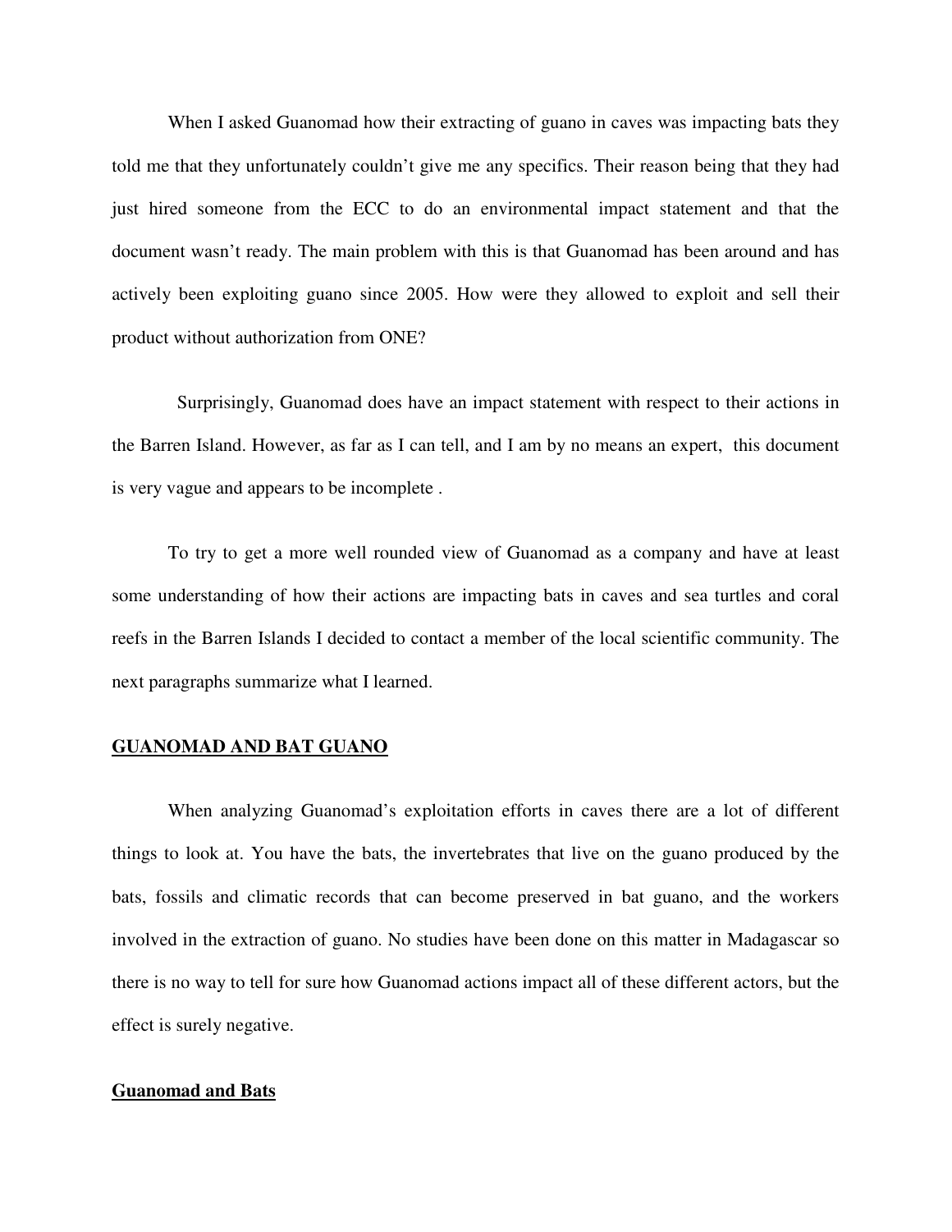When I asked Guanomad how their extracting of guano in caves was impacting bats they told me that they unfortunately couldn't give me any specifics. Their reason being that they had just hired someone from the ECC to do an environmental impact statement and that the document wasn't ready. The main problem with this is that Guanomad has been around and has actively been exploiting guano since 2005. How were they allowed to exploit and sell their product without authorization from ONE?

Surprisingly, Guanomad does have an impact statement with respect to their actions in the Barren Island. However, as far as I can tell, and I am by no means an expert, this document is very vague and appears to be incomplete .

To try to get a more well rounded view of Guanomad as a company and have at least some understanding of how their actions are impacting bats in caves and sea turtles and coral reefs in the Barren Islands I decided to contact a member of the local scientific community. The next paragraphs summarize what I learned.

## GUANOMAD AND BAT GUANO

When analyzing Guanomad's exploitation efforts in caves there are a lot of different things to look at. You have the bats, the invertebrates that live on the guano produced by the bats, fossils and climatic records that can become preserved in bat guano, and the workers involved in the extraction of guano. No studies have been done on this matter in Madagascar so there is no way to tell for sure how Guanomad actions impact all of these different actors, but the effect is surely negative.

### Guanomad and Bats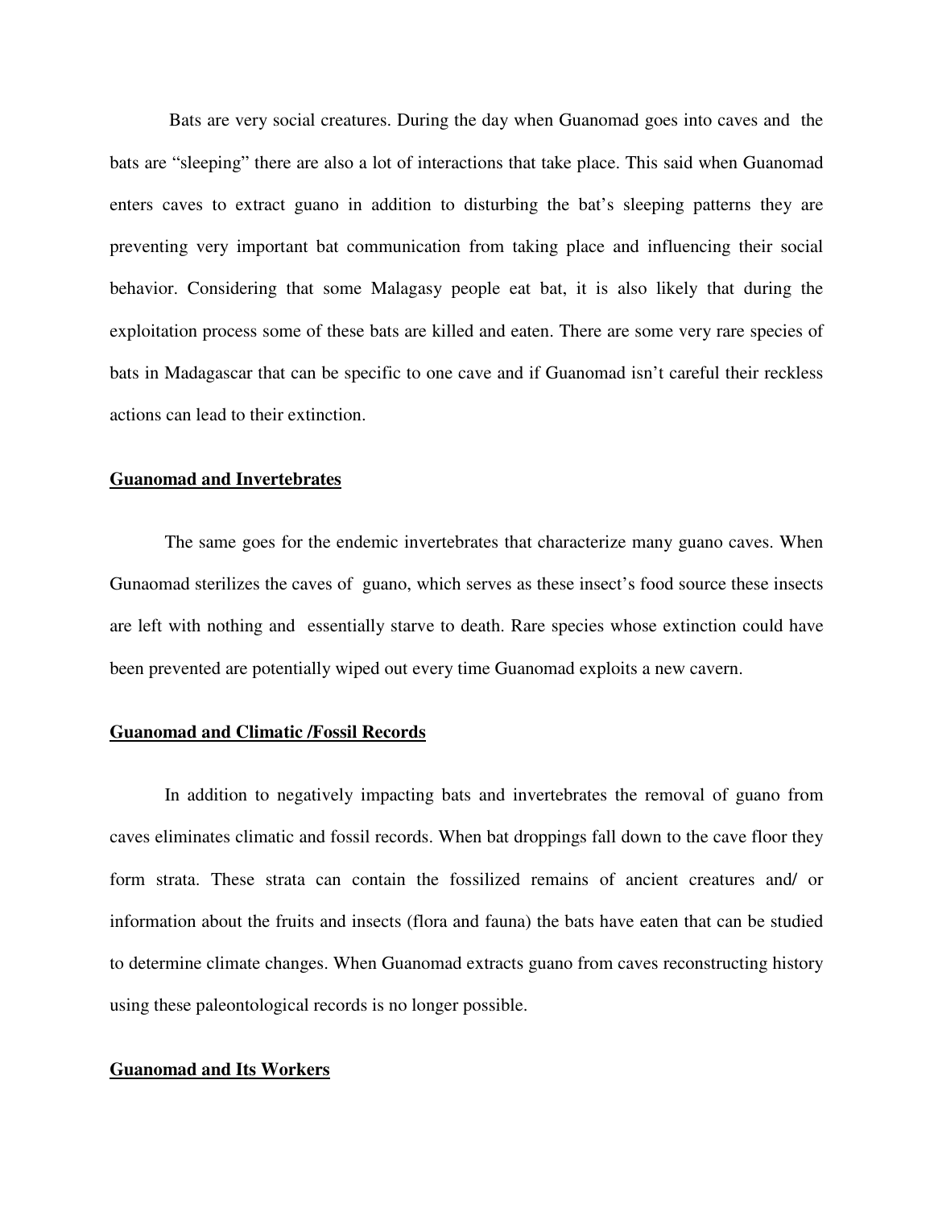Bats are very social creatures. During the day when Guanomad goes into caves and the bats are "sleeping" there are also a lot of interactions that take place. This said when Guanomad enters caves to extract guano in addition to disturbing the bat's sleeping patterns they are preventing very important bat communication from taking place and influencing their social behavior. Considering that some Malagasy people eat bat, it is also likely that during the exploitation process some of these bats are killed and eaten. There are some very rare species of bats in Madagascar that can be specific to one cave and if Guanomad isn't careful their reckless actions can lead to their extinction.

**Guanomad and Invertebrates**

The same goes for the endemic invertebrates that characterize many guano caves. When Gunaomad sterilizes the caves of guano, which serves as these insect's food source these insects are left with nothing and essentially starve to death. Rare species whose extinction could have been prevented are potentially wiped out every time Guanomad exploits a new cavern.

**Guanomad and Climatic /Fossil Records**

In addition to negatively impacting bats and invertebrates the removal of guano from caves eliminates climatic and fossil records. When bat droppings fall down to the cave floor they form strata. These strata can contain the fossilized remains of ancient creatures and/ or information about the fruits and insects (flora and fauna) the bats have eaten that can be studied to determine climate changes. When Guanomad extracts guano from caves reconstructing history using these paleontological records is no longer possible.

**Guanomad and Its Workers**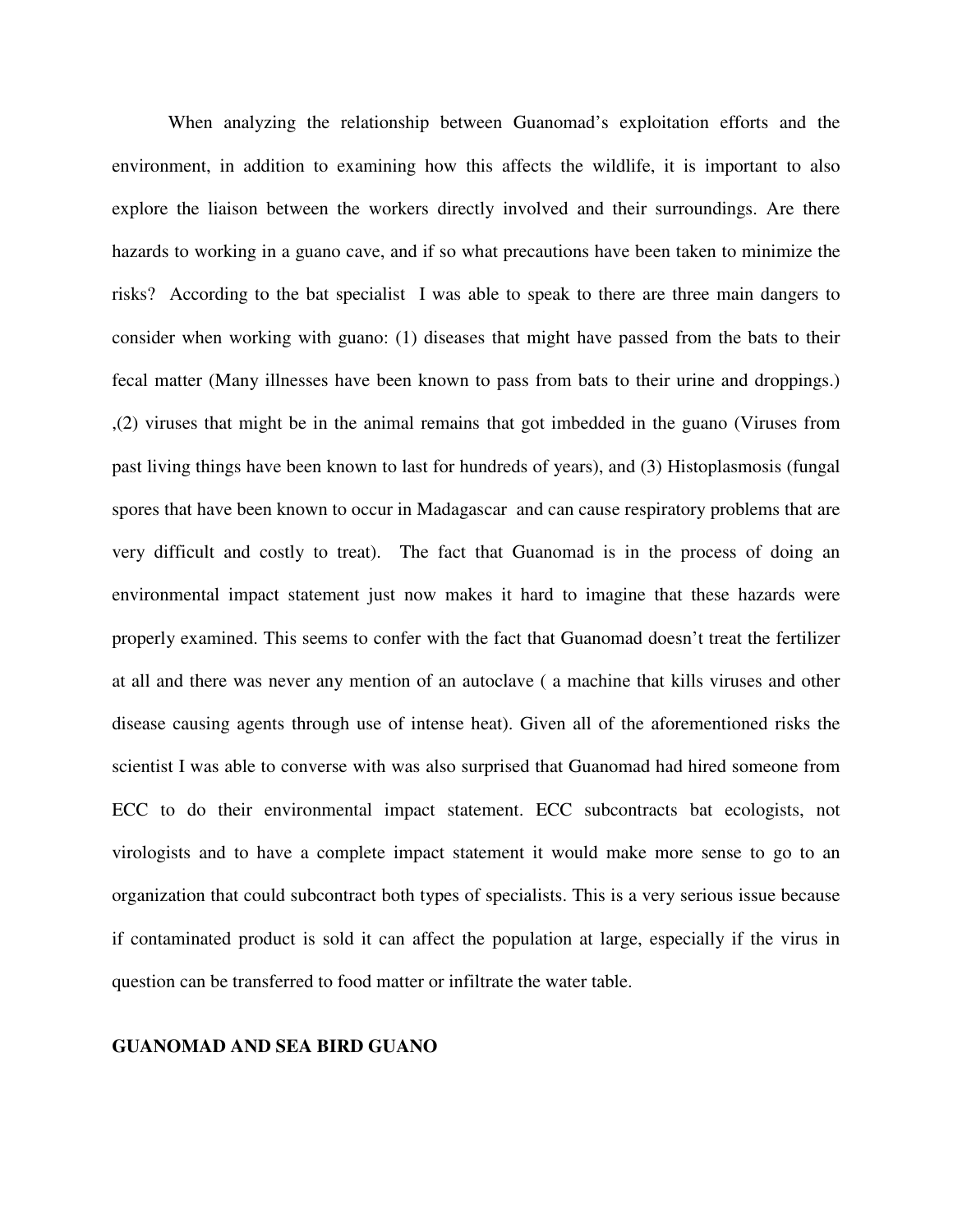When analyzing the relationship between Guanomad's exploitation efforts and the environment, in addition to examining how this affects the wildlife, it is important to also explore the liaison between the workers directly involved and their surroundings. Are there hazards to working in a guano cave, and if so what precautions have been taken to minimize the risks? According to the bat specialist I was able to speak to there are three main dangers to consider when working with guano: (1) diseases that might have passed from the bats to their fecal matter (Many illnesses have been known to pass from bats to their urine and droppings.) ,(2) viruses that might be in the animal remains that got imbedded in the guano (Viruses from past living things have been known to last for hundreds of years), and (3) Histoplasmosis (fungal spores that have been known to occur in Madagascar and can cause respiratory problems that are very difficult and costly to treat). The fact that Guanomad is in the process of doing an environmental impact statement just now makes it hard to imagine that these hazards were properly examined. This seems to confer with the fact that Guanomad doesn't treat the fertilizer at all and there was never any mention of an autoclave ( a machine that kills viruses and other disease causing agents through use of intense heat). Given all of the aforementioned risks the scientist I was able to converse with was also surprised that Guanomad had hired someone from ECC to do their environmental impact statement. ECC subcontracts bat ecologists, not virologists and to have a complete impact statement it would make more sense to go to an organization that could subcontract both types of specialists. This is a very serious issue because if contaminated product is sold it can affect the population at large, especially if the virus in question can be transferred to food matter or infiltrate the water table.

**GUANOMAD AND SEA BIRD GUANO**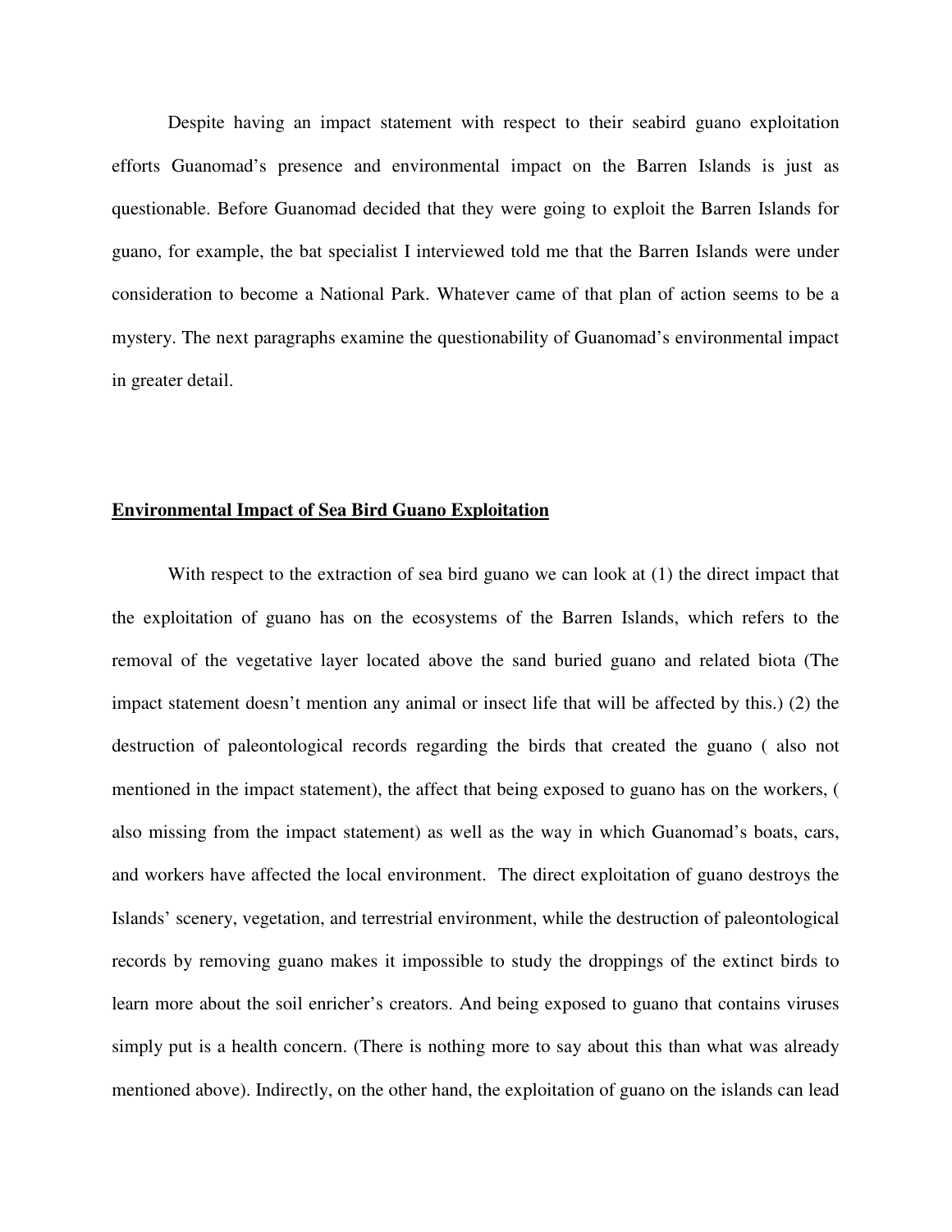Despite having an impact statement with respect to their seabird guano exploitation efforts Guanomad's presence and environmental impact on the Barren Islands is just as questionable. Before Guanomad decided that they were going to exploit the Barren Islands for guano, for example, the bat specialist I interviewed told me that the Barren Islands were under consideration to become a National Park. Whatever came of that plan of action seems to be a mystery. The next paragraphs examine the questionability of Guanomad's environmental impact in greater detail.

## **Environmental Impact of Sea Bird Guano Exploitation**

With respect to the extraction of sea bird guano we can look at (1) the direct impact that the exploitation of guano has on the ecosystems of the Barren Islands, which refers to the removal of the vegetative layer located above the sand buried guano and related biota (The impact statement doesn't mention any animal or insect life that will be affected by this.) (2) the destruction of paleontological records regarding the birds that created the guano ( also not mentioned in the impact statement), the affect that being exposed to guano has on the workers, ( also missing from the impact statement) as well as the way in which Guanomad's boats, cars, and workers have affected the local environment. The direct exploitation of guano destroys the Islands' scenery, vegetation, and terrestrial environment, while the destruction of paleontological records by removing guano makes it impossible to study the droppings of the extinct birds to learn more about the soil enricher's creators. And being exposed to guano that contains viruses simply put is a health concern. (There is nothing more to say about this than what was already mentioned above). Indirectly, on the other hand, the exploitation of guano on the islands can lead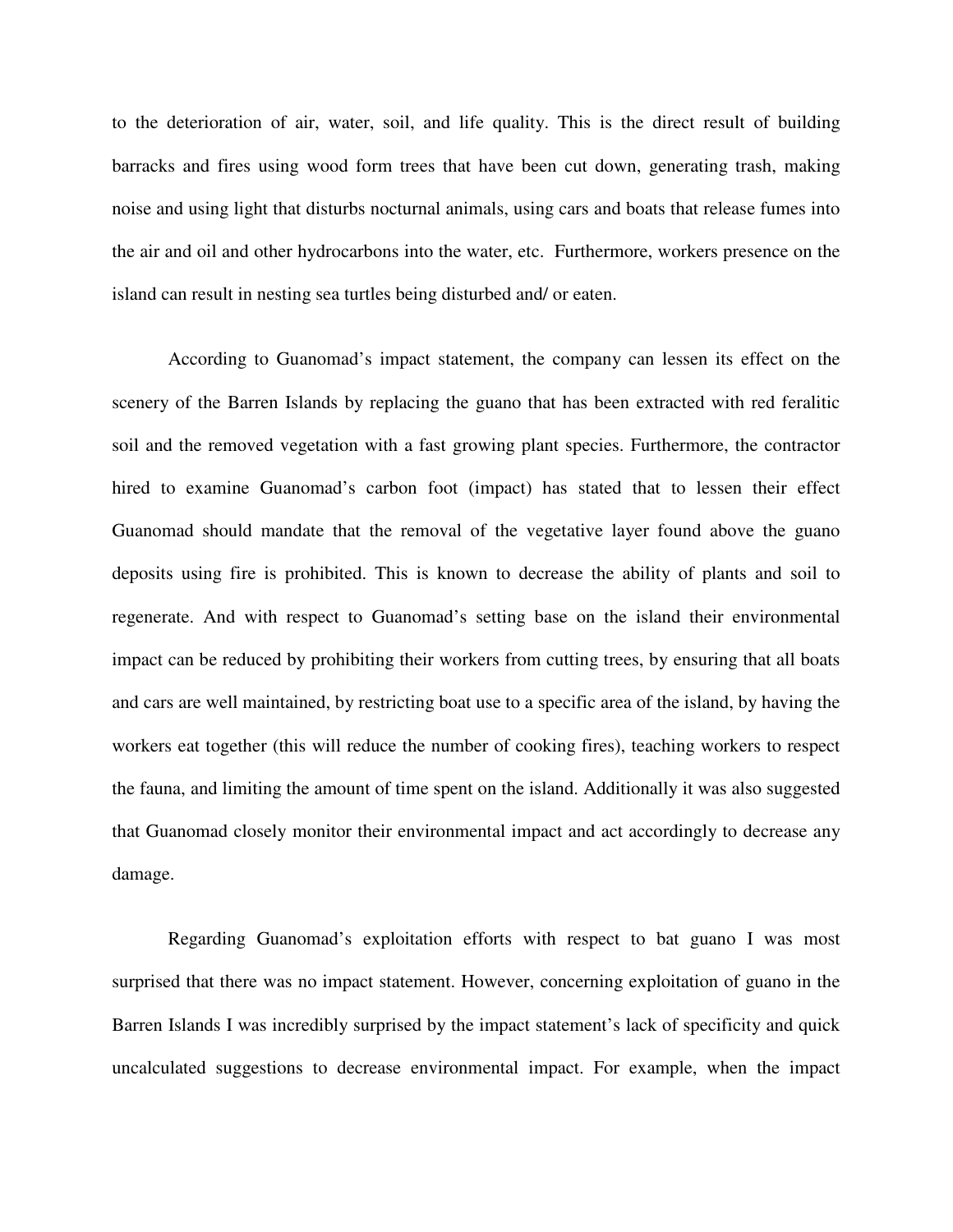to the deterioration of air, water, soil, and life quality. This is the direct result of building barracks and fires using wood form trees that have been cut down, generating trash, making noise and using light that disturbs nocturnal animals, using cars and boats that release fumes into the air and oil and other hydrocarbons into the water, etc.  Furthermore, workers presence on the island can result in nesting sea turtles being disturbed and/ or eaten.

According to Guanomad's impact statement, the company can lessen its effect on the scenery of the Barren Islands by replacing the guano that has been extracted with red feralitic soil and the removed vegetation with a fast growing plant species. Furthermore, the contractor hired to examine Guanomad's carbon foot (impact) has stated that to lessen their effect Guanomad should mandate that the removal of the vegetative layer found above the guano deposits using fire is prohibited. This is known to decrease the ability of plants and soil to regenerate. And with respect to Guanomad's setting base on the island their environmental impact can be reduced by prohibiting their workers from cutting trees, by ensuring that all boats and cars are well maintained, by restricting boat use to a specific area of the island, by having the workers eat together (this will reduce the number of cooking fires), teaching workers to respect the fauna, and limiting the amount of time spent on the island. Additionally it was also suggested that Guanomad closely monitor their environmental impact and act accordingly to decrease any damage.

Regarding Guanomad's exploitation efforts with respect to bat guano I was most surprised that there was no impact statement. However, concerning exploitation of guano in the Barren Islands I was incredibly surprised by the impact statement's lack of specificity and quick uncalculated suggestions to decrease environmental impact. For example, when the impact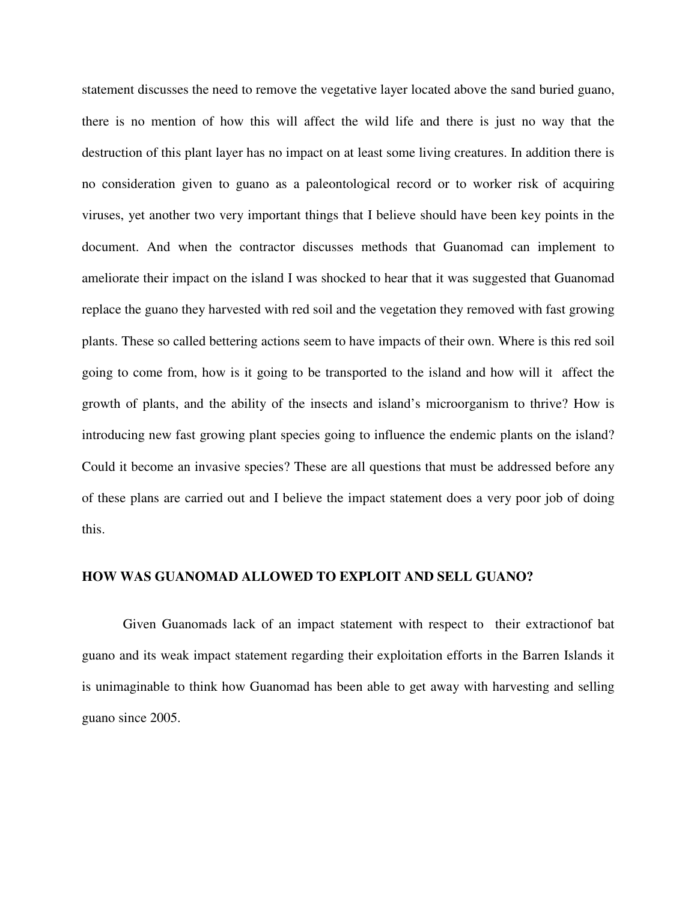statement discusses the need to remove the vegetative layer located above the sand buried guano, there is no mention of how this will affect the wild life and there is just no way that the destruction of this plant layer has no impact on at least some living creatures. In addition there is no consideration given to guano as a paleontological record or to worker risk of acquiring viruses, yet another two very important things that I believe should have been key points in the document. And when the contractor discusses methods that Guanomad can implement to ameliorate their impact on the island I was shocked to hear that it was suggested that Guanomad replace the guano they harvested with red soil and the vegetation they removed with fast growing plants. These so called bettering actions seem to have impacts of their own. Where is this red soil going to come from, how is it going to be transported to the island and how will it affect the growth of plants, and the ability of the insects and island's microorganism to thrive? How is introducing new fast growing plant species going to influence the endemic plants on the island? Could it become an invasive species? These are all questions that must be addressed before any of these plans are carried out and I believe the impact statement does a very poor job of doing this.

**HOW WAS GUANOMAD ALLOWED TO EXPLOIT AND SELL GUANO?**

Given Guanomads lack of an impact statement with respect to their extractionof bat guano and its weak impact statement regarding their exploitation efforts in the Barren Islands it is unimaginable to think how Guanomad has been able to get away with harvesting and selling guano since 2005.